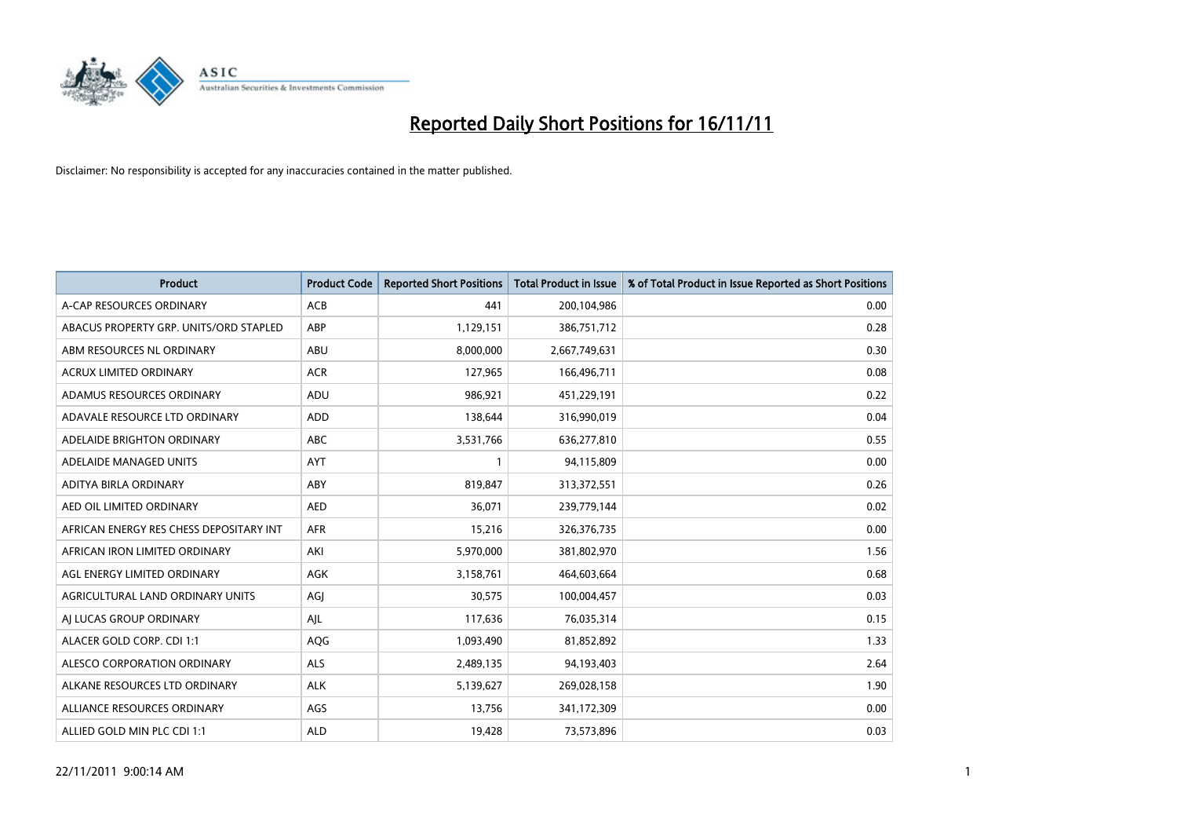# Reported Daily Short Positions for 16/11/11

Disclaimer: No responsibility is accepted for any inaccuracies contained in the matter published.

| Product | Product Code | Reported Short Positions | Total Product in Issue | % of Total Product in Issue Reported as Short Positions |
|---|---|---|---|---|
| A-CAP RESOURCES ORDINARY | ACB | 441 | 200,104,986 | 0.00 |
| ABACUS PROPERTY GRP. UNITS/ORD STAPLED | ABP | 1,129,151 | 386,751,712 | 0.28 |
| ABM RESOURCES NL ORDINARY | ABU | 8,000,000 | 2,667,749,631 | 0.30 |
| ACRUX LIMITED ORDINARY | ACR | 127,965 | 166,496,711 | 0.08 |
| ADAMUS RESOURCES ORDINARY | ADU | 986,921 | 451,229,191 | 0.22 |
| ADAVALE RESOURCE LTD ORDINARY | ADD | 138,644 | 316,990,019 | 0.04 |
| ADELAIDE BRIGHTON ORDINARY | ABC | 3,531,766 | 636,277,810 | 0.55 |
| ADELAIDE MANAGED UNITS | AYT | 1 | 94,115,809 | 0.00 |
| ADITYA BIRLA ORDINARY | ABY | 819,847 | 313,372,551 | 0.26 |
| AED OIL LIMITED ORDINARY | AED | 36,071 | 239,779,144 | 0.02 |
| AFRICAN ENERGY RES CHESS DEPOSITARY INT | AFR | 15,216 | 326,376,735 | 0.00 |
| AFRICAN IRON LIMITED ORDINARY | AKI | 5,970,000 | 381,802,970 | 1.56 |
| AGL ENERGY LIMITED ORDINARY | AGK | 3,158,761 | 464,603,664 | 0.68 |
| AGRICULTURAL LAND ORDINARY UNITS | AGJ | 30,575 | 100,004,457 | 0.03 |
| AJ LUCAS GROUP ORDINARY | AJL | 117,636 | 76,035,314 | 0.15 |
| ALACER GOLD CORP. CDI 1:1 | AQG | 1,093,490 | 81,852,892 | 1.33 |
| ALESCO CORPORATION ORDINARY | ALS | 2,489,135 | 94,193,403 | 2.64 |
| ALKANE RESOURCES LTD ORDINARY | ALK | 5,139,627 | 269,028,158 | 1.90 |
| ALLIANCE RESOURCES ORDINARY | AGS | 13,756 | 341,172,309 | 0.00 |
| ALLIED GOLD MIN PLC CDI 1:1 | ALD | 19,428 | 73,573,896 | 0.03 |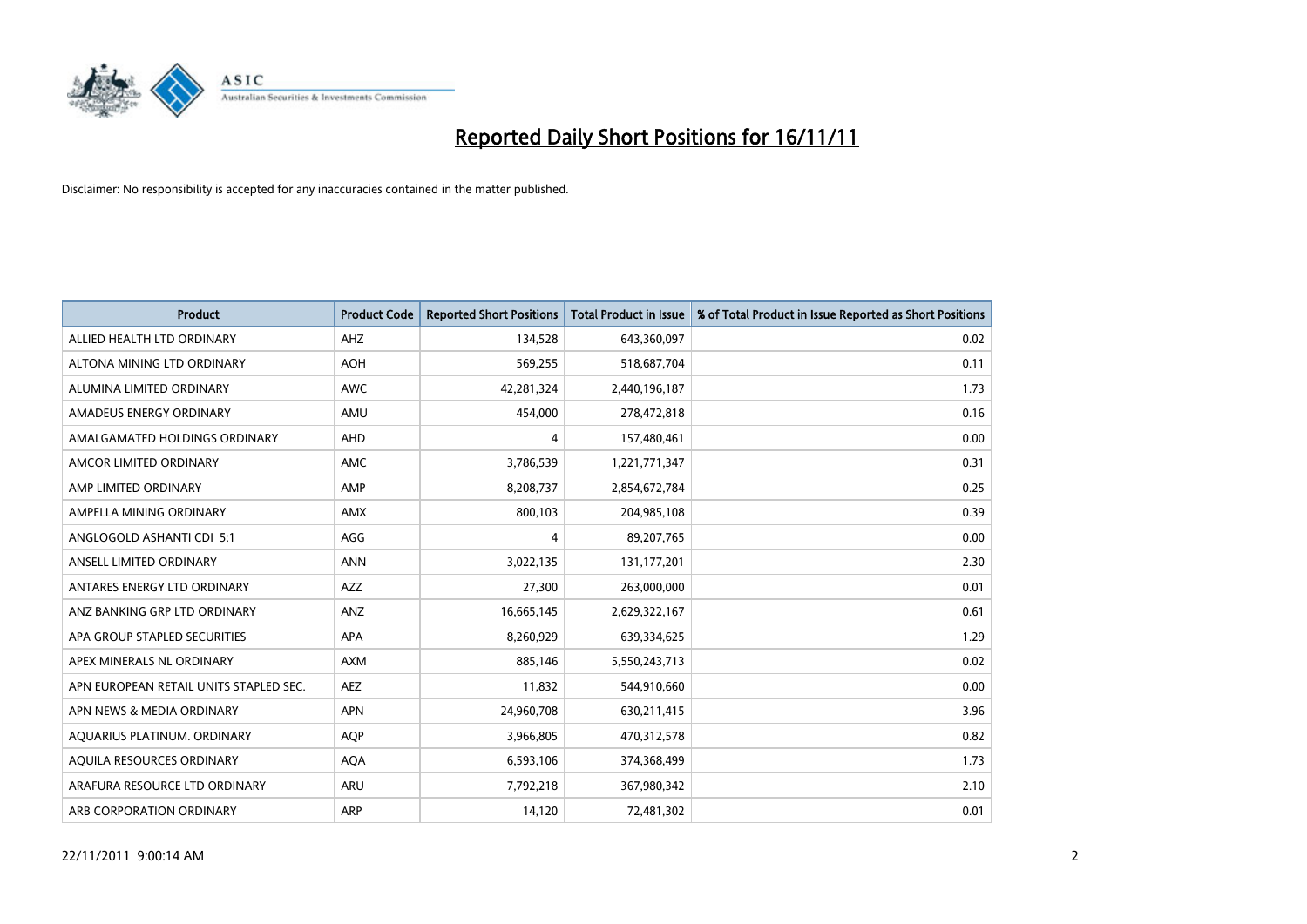# Reported Daily Short Positions for 16/11/11

Disclaimer: No responsibility is accepted for any inaccuracies contained in the matter published.

| Product | Product Code | Reported Short Positions | Total Product in Issue | % of Total Product in Issue Reported as Short Positions |
|---|---|---|---|---|
| ALLIED HEALTH LTD ORDINARY | AHZ | 134,528 | 643,360,097 | 0.02 |
| ALTONA MINING LTD ORDINARY | AOH | 569,255 | 518,687,704 | 0.11 |
| ALUMINA LIMITED ORDINARY | AWC | 42,281,324 | 2,440,196,187 | 1.73 |
| AMADEUS ENERGY ORDINARY | AMU | 454,000 | 278,472,818 | 0.16 |
| AMALGAMATED HOLDINGS ORDINARY | AHD | 4 | 157,480,461 | 0.00 |
| AMCOR LIMITED ORDINARY | AMC | 3,786,539 | 1,221,771,347 | 0.31 |
| AMP LIMITED ORDINARY | AMP | 8,208,737 | 2,854,672,784 | 0.25 |
| AMPELLA MINING ORDINARY | AMX | 800,103 | 204,985,108 | 0.39 |
| ANGLOGOLD ASHANTI CDI 5:1 | AGG | 4 | 89,207,765 | 0.00 |
| ANSELL LIMITED ORDINARY | ANN | 3,022,135 | 131,177,201 | 2.30 |
| ANTARES ENERGY LTD ORDINARY | AZZ | 27,300 | 263,000,000 | 0.01 |
| ANZ BANKING GRP LTD ORDINARY | ANZ | 16,665,145 | 2,629,322,167 | 0.61 |
| APA GROUP STAPLED SECURITIES | APA | 8,260,929 | 639,334,625 | 1.29 |
| APEX MINERALS NL ORDINARY | AXM | 885,146 | 5,550,243,713 | 0.02 |
| APN EUROPEAN RETAIL UNITS STAPLED SEC. | AEZ | 11,832 | 544,910,660 | 0.00 |
| APN NEWS & MEDIA ORDINARY | APN | 24,960,708 | 630,211,415 | 3.96 |
| AQUARIUS PLATINUM. ORDINARY | AQP | 3,966,805 | 470,312,578 | 0.82 |
| AQUILA RESOURCES ORDINARY | AQA | 6,593,106 | 374,368,499 | 1.73 |
| ARAFURA RESOURCE LTD ORDINARY | ARU | 7,792,218 | 367,980,342 | 2.10 |
| ARB CORPORATION ORDINARY | ARP | 14,120 | 72,481,302 | 0.01 |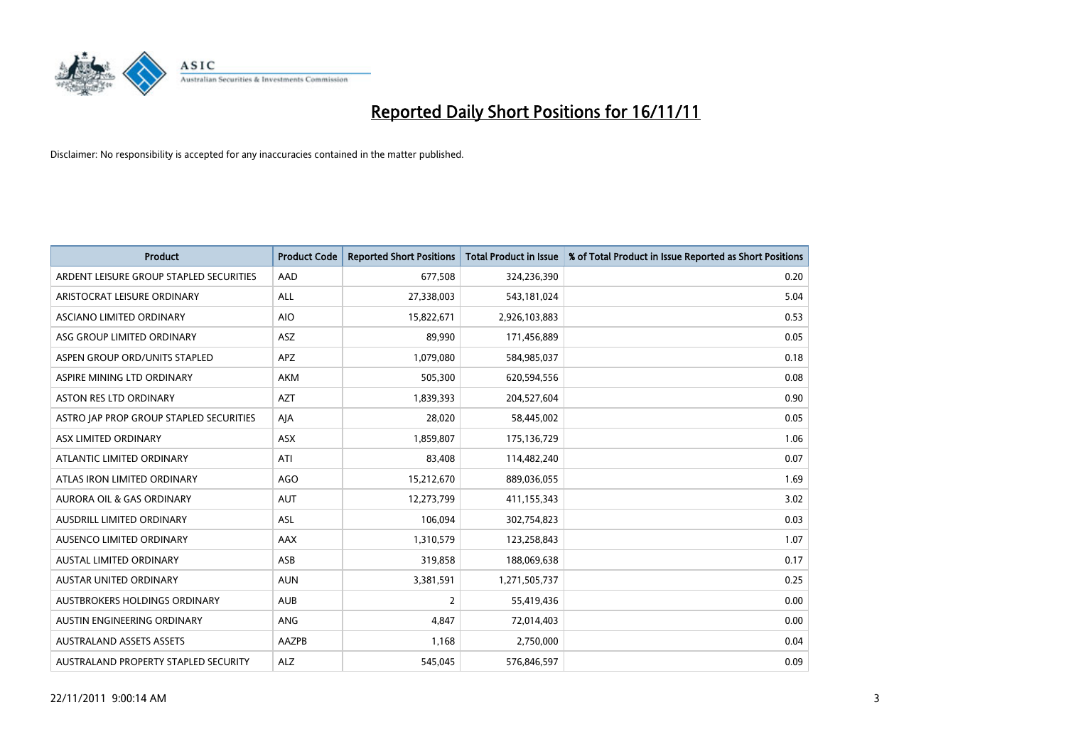# Reported Daily Short Positions for 16/11/11

Disclaimer: No responsibility is accepted for any inaccuracies contained in the matter published.

| Product | Product Code | Reported Short Positions | Total Product in Issue | % of Total Product in Issue Reported as Short Positions |
|---|---|---|---|---|
| ARDENT LEISURE GROUP STAPLED SECURITIES | AAD | 677,508 | 324,236,390 | 0.20 |
| ARISTOCRAT LEISURE ORDINARY | ALL | 27,338,003 | 543,181,024 | 5.04 |
| ASCIANO LIMITED ORDINARY | AIO | 15,822,671 | 2,926,103,883 | 0.53 |
| ASG GROUP LIMITED ORDINARY | ASZ | 89,990 | 171,456,889 | 0.05 |
| ASPEN GROUP ORD/UNITS STAPLED | APZ | 1,079,080 | 584,985,037 | 0.18 |
| ASPIRE MINING LTD ORDINARY | AKM | 505,300 | 620,594,556 | 0.08 |
| ASTON RES LTD ORDINARY | AZT | 1,839,393 | 204,527,604 | 0.90 |
| ASTRO JAP PROP GROUP STAPLED SECURITIES | AJA | 28,020 | 58,445,002 | 0.05 |
| ASX LIMITED ORDINARY | ASX | 1,859,807 | 175,136,729 | 1.06 |
| ATLANTIC LIMITED ORDINARY | ATI | 83,408 | 114,482,240 | 0.07 |
| ATLAS IRON LIMITED ORDINARY | AGO | 15,212,670 | 889,036,055 | 1.69 |
| AURORA OIL & GAS ORDINARY | AUT | 12,273,799 | 411,155,343 | 3.02 |
| AUSDRILL LIMITED ORDINARY | ASL | 106,094 | 302,754,823 | 0.03 |
| AUSENCO LIMITED ORDINARY | AAX | 1,310,579 | 123,258,843 | 1.07 |
| AUSTAL LIMITED ORDINARY | ASB | 319,858 | 188,069,638 | 0.17 |
| AUSTAR UNITED ORDINARY | AUN | 3,381,591 | 1,271,505,737 | 0.25 |
| AUSTBROKERS HOLDINGS ORDINARY | AUB | 2 | 55,419,436 | 0.00 |
| AUSTIN ENGINEERING ORDINARY | ANG | 4,847 | 72,014,403 | 0.00 |
| AUSTRALAND ASSETS ASSETS | AAZPB | 1,168 | 2,750,000 | 0.04 |
| AUSTRALAND PROPERTY STAPLED SECURITY | ALZ | 545,045 | 576,846,597 | 0.09 |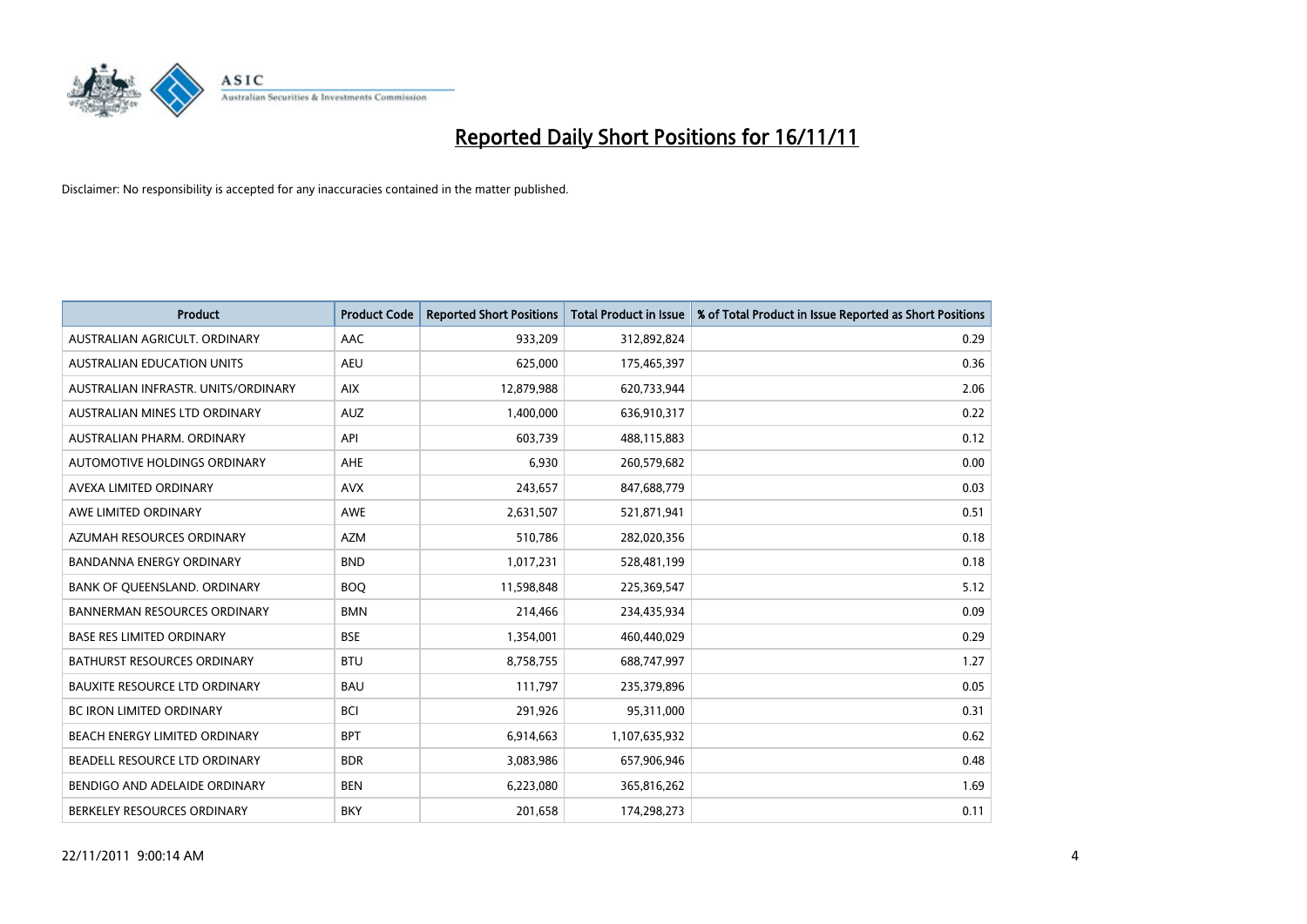# Reported Daily Short Positions for 16/11/11

Disclaimer: No responsibility is accepted for any inaccuracies contained in the matter published.

| Product | Product Code | Reported Short Positions | Total Product in Issue | % of Total Product in Issue Reported as Short Positions |
|---|---|---|---|---|
| AUSTRALIAN AGRICULT. ORDINARY | AAC | 933,209 | 312,892,824 | 0.29 |
| AUSTRALIAN EDUCATION UNITS | AEU | 625,000 | 175,465,397 | 0.36 |
| AUSTRALIAN INFRASTR. UNITS/ORDINARY | AIX | 12,879,988 | 620,733,944 | 2.06 |
| AUSTRALIAN MINES LTD ORDINARY | AUZ | 1,400,000 | 636,910,317 | 0.22 |
| AUSTRALIAN PHARM. ORDINARY | API | 603,739 | 488,115,883 | 0.12 |
| AUTOMOTIVE HOLDINGS ORDINARY | AHE | 6,930 | 260,579,682 | 0.00 |
| AVEXA LIMITED ORDINARY | AVX | 243,657 | 847,688,779 | 0.03 |
| AWE LIMITED ORDINARY | AWE | 2,631,507 | 521,871,941 | 0.51 |
| AZUMAH RESOURCES ORDINARY | AZM | 510,786 | 282,020,356 | 0.18 |
| BANDANNA ENERGY ORDINARY | BND | 1,017,231 | 528,481,199 | 0.18 |
| BANK OF QUEENSLAND. ORDINARY | BOQ | 11,598,848 | 225,369,547 | 5.12 |
| BANNERMAN RESOURCES ORDINARY | BMN | 214,466 | 234,435,934 | 0.09 |
| BASE RES LIMITED ORDINARY | BSE | 1,354,001 | 460,440,029 | 0.29 |
| BATHURST RESOURCES ORDINARY | BTU | 8,758,755 | 688,747,997 | 1.27 |
| BAUXITE RESOURCE LTD ORDINARY | BAU | 111,797 | 235,379,896 | 0.05 |
| BC IRON LIMITED ORDINARY | BCI | 291,926 | 95,311,000 | 0.31 |
| BEACH ENERGY LIMITED ORDINARY | BPT | 6,914,663 | 1,107,635,932 | 0.62 |
| BEADELL RESOURCE LTD ORDINARY | BDR | 3,083,986 | 657,906,946 | 0.48 |
| BENDIGO AND ADELAIDE ORDINARY | BEN | 6,223,080 | 365,816,262 | 1.69 |
| BERKELEY RESOURCES ORDINARY | BKY | 201,658 | 174,298,273 | 0.11 |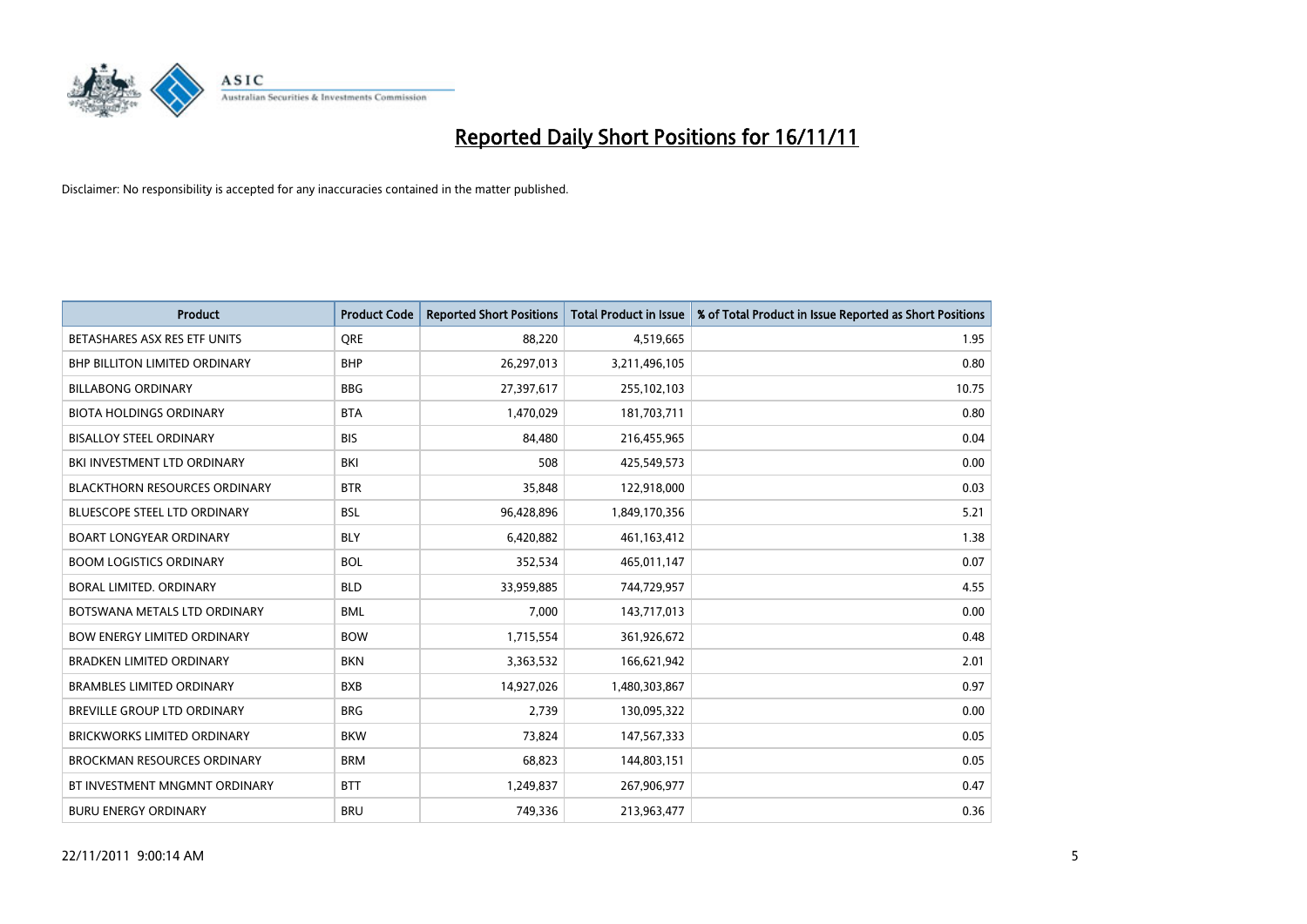# Reported Daily Short Positions for 16/11/11

Disclaimer: No responsibility is accepted for any inaccuracies contained in the matter published.

| Product | Product Code | Reported Short Positions | Total Product in Issue | % of Total Product in Issue Reported as Short Positions |
|---|---|---|---|---|
| BETASHARES ASX RES ETF UNITS | QRE | 88,220 | 4,519,665 | 1.95 |
| BHP BILLITON LIMITED ORDINARY | BHP | 26,297,013 | 3,211,496,105 | 0.80 |
| BILLABONG ORDINARY | BBG | 27,397,617 | 255,102,103 | 10.75 |
| BIOTA HOLDINGS ORDINARY | BTA | 1,470,029 | 181,703,711 | 0.80 |
| BISALLOY STEEL ORDINARY | BIS | 84,480 | 216,455,965 | 0.04 |
| BKI INVESTMENT LTD ORDINARY | BKI | 508 | 425,549,573 | 0.00 |
| BLACKTHORN RESOURCES ORDINARY | BTR | 35,848 | 122,918,000 | 0.03 |
| BLUESCOPE STEEL LTD ORDINARY | BSL | 96,428,896 | 1,849,170,356 | 5.21 |
| BOART LONGYEAR ORDINARY | BLY | 6,420,882 | 461,163,412 | 1.38 |
| BOOM LOGISTICS ORDINARY | BOL | 352,534 | 465,011,147 | 0.07 |
| BORAL LIMITED. ORDINARY | BLD | 33,959,885 | 744,729,957 | 4.55 |
| BOTSWANA METALS LTD ORDINARY | BML | 7,000 | 143,717,013 | 0.00 |
| BOW ENERGY LIMITED ORDINARY | BOW | 1,715,554 | 361,926,672 | 0.48 |
| BRADKEN LIMITED ORDINARY | BKN | 3,363,532 | 166,621,942 | 2.01 |
| BRAMBLES LIMITED ORDINARY | BXB | 14,927,026 | 1,480,303,867 | 0.97 |
| BREVILLE GROUP LTD ORDINARY | BRG | 2,739 | 130,095,322 | 0.00 |
| BRICKWORKS LIMITED ORDINARY | BKW | 73,824 | 147,567,333 | 0.05 |
| BROCKMAN RESOURCES ORDINARY | BRM | 68,823 | 144,803,151 | 0.05 |
| BT INVESTMENT MNGMNT ORDINARY | BTT | 1,249,837 | 267,906,977 | 0.47 |
| BURU ENERGY ORDINARY | BRU | 749,336 | 213,963,477 | 0.36 |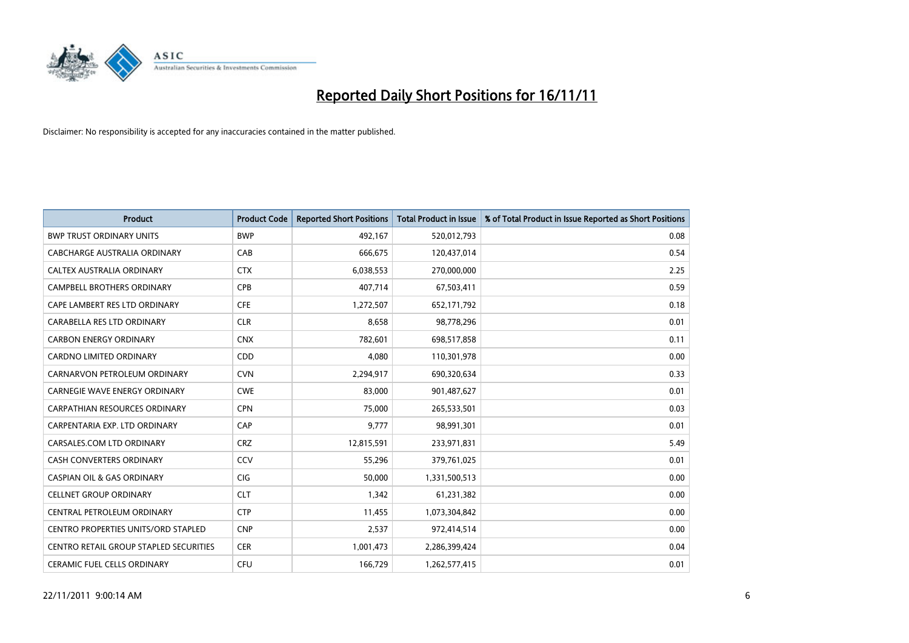# Reported Daily Short Positions for 16/11/11

Disclaimer: No responsibility is accepted for any inaccuracies contained in the matter published.

| Product | Product Code | Reported Short Positions | Total Product in Issue | % of Total Product in Issue Reported as Short Positions |
|---|---|---|---|---|
| BWP TRUST ORDINARY UNITS | BWP | 492,167 | 520,012,793 | 0.08 |
| CABCHARGE AUSTRALIA ORDINARY | CAB | 666,675 | 120,437,014 | 0.54 |
| CALTEX AUSTRALIA ORDINARY | CTX | 6,038,553 | 270,000,000 | 2.25 |
| CAMPBELL BROTHERS ORDINARY | CPB | 407,714 | 67,503,411 | 0.59 |
| CAPE LAMBERT RES LTD ORDINARY | CFE | 1,272,507 | 652,171,792 | 0.18 |
| CARABELLA RES LTD ORDINARY | CLR | 8,658 | 98,778,296 | 0.01 |
| CARBON ENERGY ORDINARY | CNX | 782,601 | 698,517,858 | 0.11 |
| CARDNO LIMITED ORDINARY | CDD | 4,080 | 110,301,978 | 0.00 |
| CARNARVON PETROLEUM ORDINARY | CVN | 2,294,917 | 690,320,634 | 0.33 |
| CARNEGIE WAVE ENERGY ORDINARY | CWE | 83,000 | 901,487,627 | 0.01 |
| CARPATHIAN RESOURCES ORDINARY | CPN | 75,000 | 265,533,501 | 0.03 |
| CARPENTARIA EXP. LTD ORDINARY | CAP | 9,777 | 98,991,301 | 0.01 |
| CARSALES.COM LTD ORDINARY | CRZ | 12,815,591 | 233,971,831 | 5.49 |
| CASH CONVERTERS ORDINARY | CCV | 55,296 | 379,761,025 | 0.01 |
| CASPIAN OIL & GAS ORDINARY | CIG | 50,000 | 1,331,500,513 | 0.00 |
| CELLNET GROUP ORDINARY | CLT | 1,342 | 61,231,382 | 0.00 |
| CENTRAL PETROLEUM ORDINARY | CTP | 11,455 | 1,073,304,842 | 0.00 |
| CENTRO PROPERTIES UNITS/ORD STAPLED | CNP | 2,537 | 972,414,514 | 0.00 |
| CENTRO RETAIL GROUP STAPLED SECURITIES | CER | 1,001,473 | 2,286,399,424 | 0.04 |
| CERAMIC FUEL CELLS ORDINARY | CFU | 166,729 | 1,262,577,415 | 0.01 |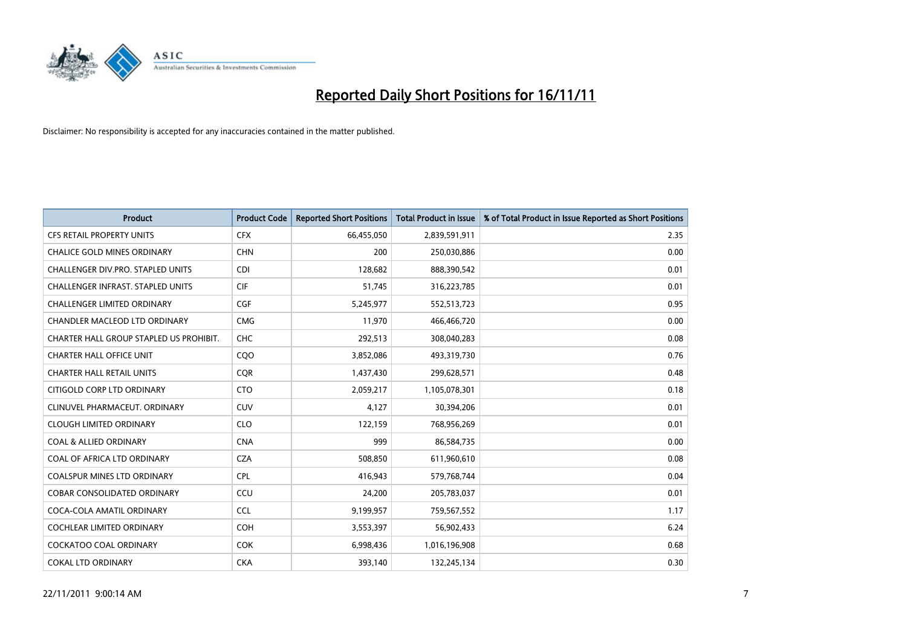# Reported Daily Short Positions for 16/11/11

Disclaimer: No responsibility is accepted for any inaccuracies contained in the matter published.

| Product | Product Code | Reported Short Positions | Total Product in Issue | % of Total Product in Issue Reported as Short Positions |
|---|---|---|---|---|
| CFS RETAIL PROPERTY UNITS | CFX | 66,455,050 | 2,839,591,911 | 2.35 |
| CHALICE GOLD MINES ORDINARY | CHN | 200 | 250,030,886 | 0.00 |
| CHALLENGER DIV.PRO. STAPLED UNITS | CDI | 128,682 | 888,390,542 | 0.01 |
| CHALLENGER INFRAST. STAPLED UNITS | CIF | 51,745 | 316,223,785 | 0.01 |
| CHALLENGER LIMITED ORDINARY | CGF | 5,245,977 | 552,513,723 | 0.95 |
| CHANDLER MACLEOD LTD ORDINARY | CMG | 11,970 | 466,466,720 | 0.00 |
| CHARTER HALL GROUP STAPLED US PROHIBIT. | CHC | 292,513 | 308,040,283 | 0.08 |
| CHARTER HALL OFFICE UNIT | CQO | 3,852,086 | 493,319,730 | 0.76 |
| CHARTER HALL RETAIL UNITS | CQR | 1,437,430 | 299,628,571 | 0.48 |
| CITIGOLD CORP LTD ORDINARY | CTO | 2,059,217 | 1,105,078,301 | 0.18 |
| CLINUVEL PHARMACEUT. ORDINARY | CUV | 4,127 | 30,394,206 | 0.01 |
| CLOUGH LIMITED ORDINARY | CLO | 122,159 | 768,956,269 | 0.01 |
| COAL & ALLIED ORDINARY | CNA | 999 | 86,584,735 | 0.00 |
| COAL OF AFRICA LTD ORDINARY | CZA | 508,850 | 611,960,610 | 0.08 |
| COALSPUR MINES LTD ORDINARY | CPL | 416,943 | 579,768,744 | 0.04 |
| COBAR CONSOLIDATED ORDINARY | CCU | 24,200 | 205,783,037 | 0.01 |
| COCA-COLA AMATIL ORDINARY | CCL | 9,199,957 | 759,567,552 | 1.17 |
| COCHLEAR LIMITED ORDINARY | COH | 3,553,397 | 56,902,433 | 6.24 |
| COCKATOO COAL ORDINARY | COK | 6,998,436 | 1,016,196,908 | 0.68 |
| COKAL LTD ORDINARY | CKA | 393,140 | 132,245,134 | 0.30 |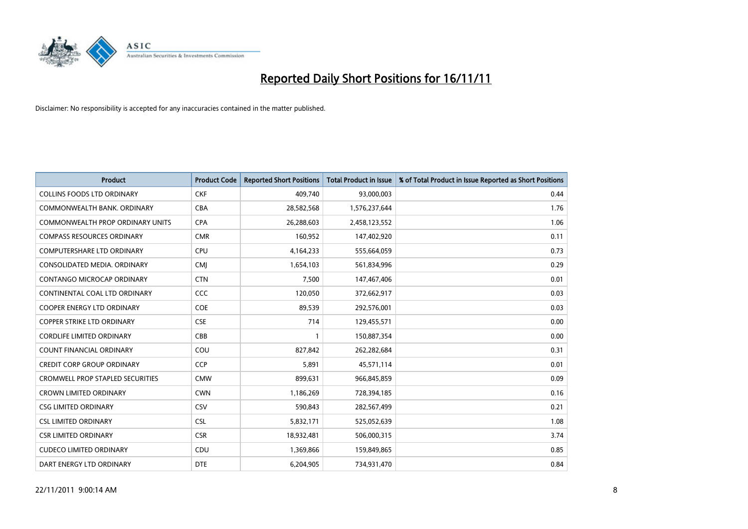# Reported Daily Short Positions for 16/11/11

Disclaimer: No responsibility is accepted for any inaccuracies contained in the matter published.

| Product | Product Code | Reported Short Positions | Total Product in Issue | % of Total Product in Issue Reported as Short Positions |
|---|---|---|---|---|
| COLLINS FOODS LTD ORDINARY | CKF | 409,740 | 93,000,003 | 0.44 |
| COMMONWEALTH BANK. ORDINARY | CBA | 28,582,568 | 1,576,237,644 | 1.76 |
| COMMONWEALTH PROP ORDINARY UNITS | CPA | 26,288,603 | 2,458,123,552 | 1.06 |
| COMPASS RESOURCES ORDINARY | CMR | 160,952 | 147,402,920 | 0.11 |
| COMPUTERSHARE LTD ORDINARY | CPU | 4,164,233 | 555,664,059 | 0.73 |
| CONSOLIDATED MEDIA. ORDINARY | CMJ | 1,654,103 | 561,834,996 | 0.29 |
| CONTANGO MICROCAP ORDINARY | CTN | 7,500 | 147,467,406 | 0.01 |
| CONTINENTAL COAL LTD ORDINARY | CCC | 120,050 | 372,662,917 | 0.03 |
| COOPER ENERGY LTD ORDINARY | COE | 89,539 | 292,576,001 | 0.03 |
| COPPER STRIKE LTD ORDINARY | CSE | 714 | 129,455,571 | 0.00 |
| CORDLIFE LIMITED ORDINARY | CBB | 1 | 150,887,354 | 0.00 |
| COUNT FINANCIAL ORDINARY | COU | 827,842 | 262,282,684 | 0.31 |
| CREDIT CORP GROUP ORDINARY | CCP | 5,891 | 45,571,114 | 0.01 |
| CROMWELL PROP STAPLED SECURITIES | CMW | 899,631 | 966,845,859 | 0.09 |
| CROWN LIMITED ORDINARY | CWN | 1,186,269 | 728,394,185 | 0.16 |
| CSG LIMITED ORDINARY | CSV | 590,843 | 282,567,499 | 0.21 |
| CSL LIMITED ORDINARY | CSL | 5,832,171 | 525,052,639 | 1.08 |
| CSR LIMITED ORDINARY | CSR | 18,932,481 | 506,000,315 | 3.74 |
| CUDECO LIMITED ORDINARY | CDU | 1,369,866 | 159,849,865 | 0.85 |
| DART ENERGY LTD ORDINARY | DTE | 6,204,905 | 734,931,470 | 0.84 |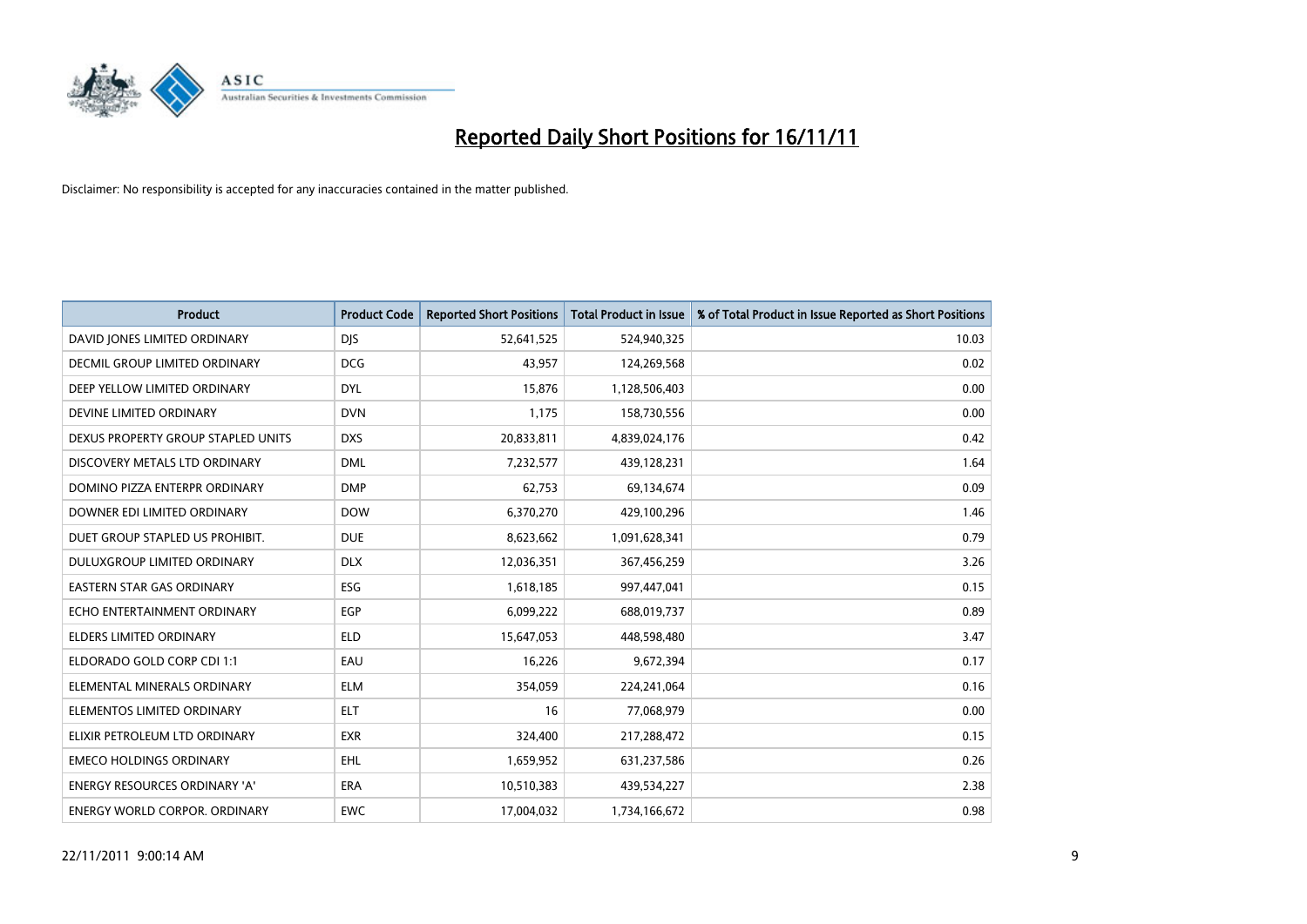# Reported Daily Short Positions for 16/11/11

Disclaimer: No responsibility is accepted for any inaccuracies contained in the matter published.

| Product | Product Code | Reported Short Positions | Total Product in Issue | % of Total Product in Issue Reported as Short Positions |
|---|---|---|---|---|
| DAVID JONES LIMITED ORDINARY | DJS | 52,641,525 | 524,940,325 | 10.03 |
| DECMIL GROUP LIMITED ORDINARY | DCG | 43,957 | 124,269,568 | 0.02 |
| DEEP YELLOW LIMITED ORDINARY | DYL | 15,876 | 1,128,506,403 | 0.00 |
| DEVINE LIMITED ORDINARY | DVN | 1,175 | 158,730,556 | 0.00 |
| DEXUS PROPERTY GROUP STAPLED UNITS | DXS | 20,833,811 | 4,839,024,176 | 0.42 |
| DISCOVERY METALS LTD ORDINARY | DML | 7,232,577 | 439,128,231 | 1.64 |
| DOMINO PIZZA ENTERPR ORDINARY | DMP | 62,753 | 69,134,674 | 0.09 |
| DOWNER EDI LIMITED ORDINARY | DOW | 6,370,270 | 429,100,296 | 1.46 |
| DUET GROUP STAPLED US PROHIBIT. | DUE | 8,623,662 | 1,091,628,341 | 0.79 |
| DULUXGROUP LIMITED ORDINARY | DLX | 12,036,351 | 367,456,259 | 3.26 |
| EASTERN STAR GAS ORDINARY | ESG | 1,618,185 | 997,447,041 | 0.15 |
| ECHO ENTERTAINMENT ORDINARY | EGP | 6,099,222 | 688,019,737 | 0.89 |
| ELDERS LIMITED ORDINARY | ELD | 15,647,053 | 448,598,480 | 3.47 |
| ELDORADO GOLD CORP CDI 1:1 | EAU | 16,226 | 9,672,394 | 0.17 |
| ELEMENTAL MINERALS ORDINARY | ELM | 354,059 | 224,241,064 | 0.16 |
| ELEMENTOS LIMITED ORDINARY | ELT | 16 | 77,068,979 | 0.00 |
| ELIXIR PETROLEUM LTD ORDINARY | EXR | 324,400 | 217,288,472 | 0.15 |
| EMECO HOLDINGS ORDINARY | EHL | 1,659,952 | 631,237,586 | 0.26 |
| ENERGY RESOURCES ORDINARY 'A' | ERA | 10,510,383 | 439,534,227 | 2.38 |
| ENERGY WORLD CORPOR. ORDINARY | EWC | 17,004,032 | 1,734,166,672 | 0.98 |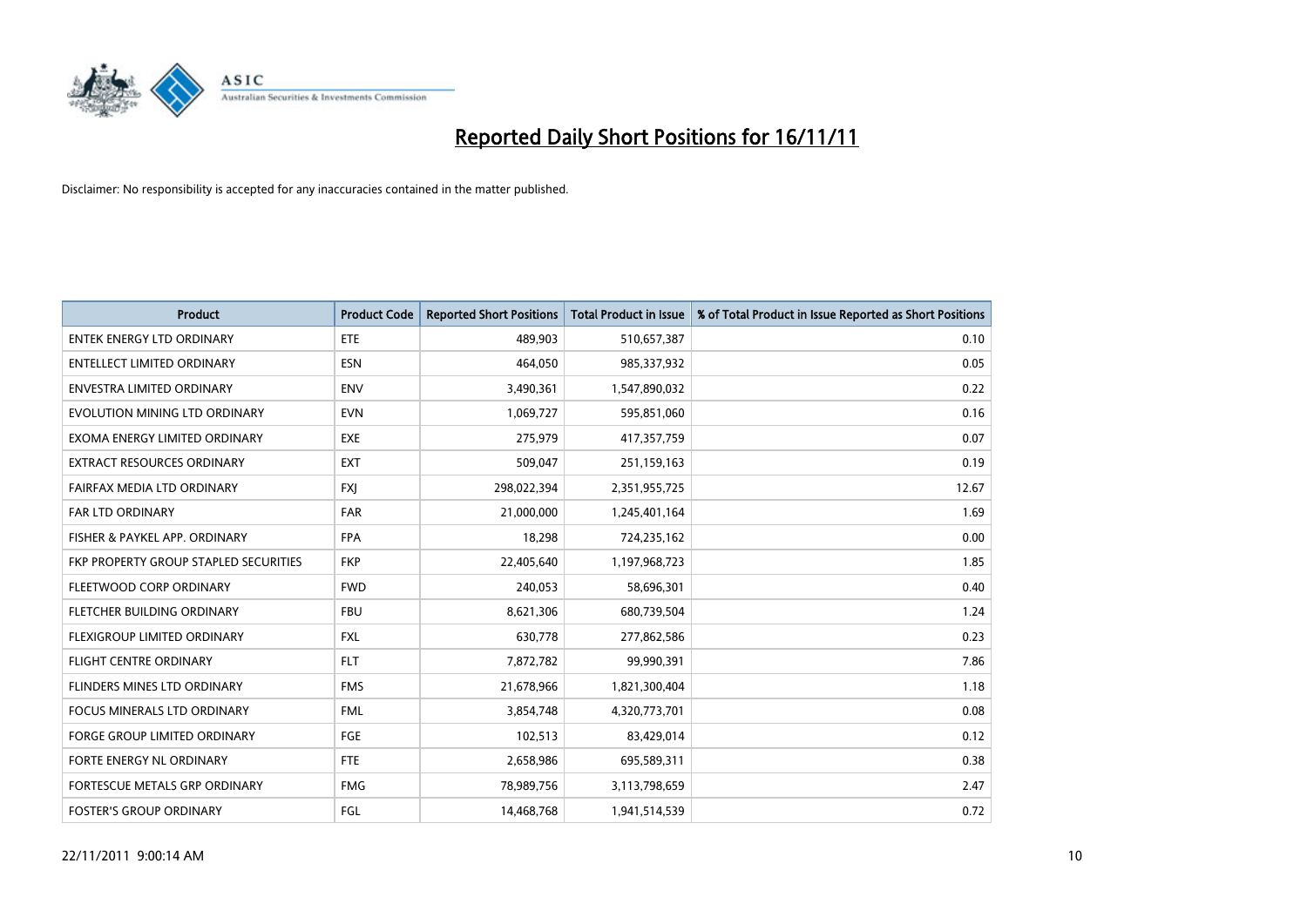# Reported Daily Short Positions for 16/11/11

Disclaimer: No responsibility is accepted for any inaccuracies contained in the matter published.

| Product | Product Code | Reported Short Positions | Total Product in Issue | % of Total Product in Issue Reported as Short Positions |
|---|---|---|---|---|
| ENTEK ENERGY LTD ORDINARY | ETE | 489,903 | 510,657,387 | 0.10 |
| ENTELLECT LIMITED ORDINARY | ESN | 464,050 | 985,337,932 | 0.05 |
| ENVESTRA LIMITED ORDINARY | ENV | 3,490,361 | 1,547,890,032 | 0.22 |
| EVOLUTION MINING LTD ORDINARY | EVN | 1,069,727 | 595,851,060 | 0.16 |
| EXOMA ENERGY LIMITED ORDINARY | EXE | 275,979 | 417,357,759 | 0.07 |
| EXTRACT RESOURCES ORDINARY | EXT | 509,047 | 251,159,163 | 0.19 |
| FAIRFAX MEDIA LTD ORDINARY | FXJ | 298,022,394 | 2,351,955,725 | 12.67 |
| FAR LTD ORDINARY | FAR | 21,000,000 | 1,245,401,164 | 1.69 |
| FISHER & PAYKEL APP. ORDINARY | FPA | 18,298 | 724,235,162 | 0.00 |
| FKP PROPERTY GROUP STAPLED SECURITIES | FKP | 22,405,640 | 1,197,968,723 | 1.85 |
| FLEETWOOD CORP ORDINARY | FWD | 240,053 | 58,696,301 | 0.40 |
| FLETCHER BUILDING ORDINARY | FBU | 8,621,306 | 680,739,504 | 1.24 |
| FLEXIGROUP LIMITED ORDINARY | FXL | 630,778 | 277,862,586 | 0.23 |
| FLIGHT CENTRE ORDINARY | FLT | 7,872,782 | 99,990,391 | 7.86 |
| FLINDERS MINES LTD ORDINARY | FMS | 21,678,966 | 1,821,300,404 | 1.18 |
| FOCUS MINERALS LTD ORDINARY | FML | 3,854,748 | 4,320,773,701 | 0.08 |
| FORGE GROUP LIMITED ORDINARY | FGE | 102,513 | 83,429,014 | 0.12 |
| FORTE ENERGY NL ORDINARY | FTE | 2,658,986 | 695,589,311 | 0.38 |
| FORTESCUE METALS GRP ORDINARY | FMG | 78,989,756 | 3,113,798,659 | 2.47 |
| FOSTER'S GROUP ORDINARY | FGL | 14,468,768 | 1,941,514,539 | 0.72 |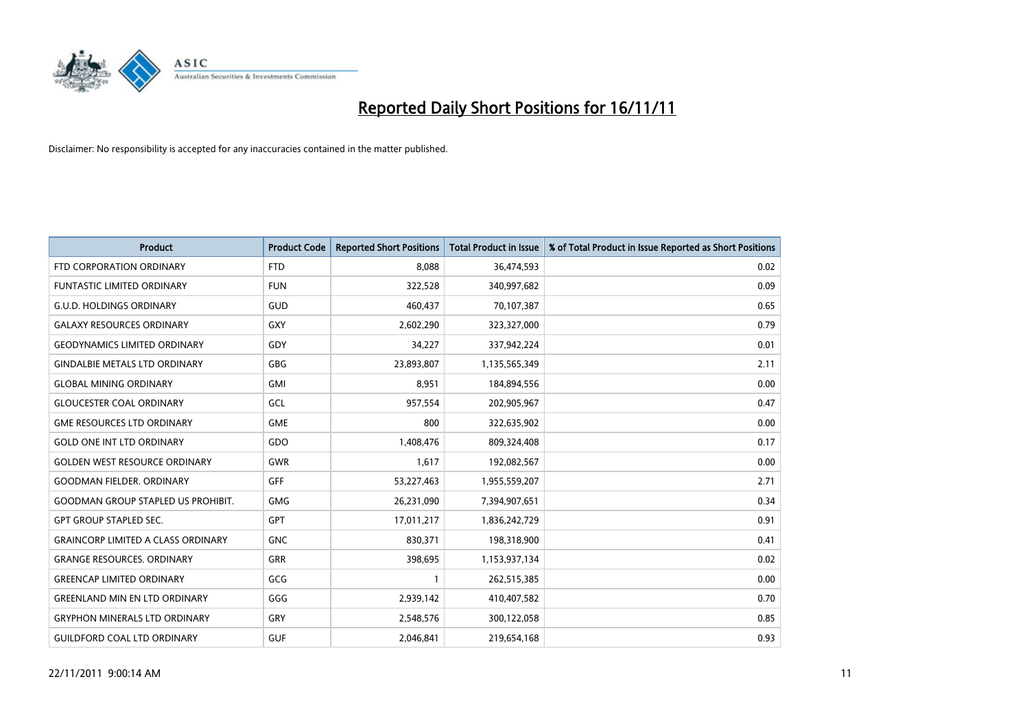# Reported Daily Short Positions for 16/11/11

Disclaimer: No responsibility is accepted for any inaccuracies contained in the matter published.

| Product | Product Code | Reported Short Positions | Total Product in Issue | % of Total Product in Issue Reported as Short Positions |
|---|---|---|---|---|
| FTD CORPORATION ORDINARY | FTD | 8,088 | 36,474,593 | 0.02 |
| FUNTASTIC LIMITED ORDINARY | FUN | 322,528 | 340,997,682 | 0.09 |
| G.U.D. HOLDINGS ORDINARY | GUD | 460,437 | 70,107,387 | 0.65 |
| GALAXY RESOURCES ORDINARY | GXY | 2,602,290 | 323,327,000 | 0.79 |
| GEODYNAMICS LIMITED ORDINARY | GDY | 34,227 | 337,942,224 | 0.01 |
| GINDALBIE METALS LTD ORDINARY | GBG | 23,893,807 | 1,135,565,349 | 2.11 |
| GLOBAL MINING ORDINARY | GMI | 8,951 | 184,894,556 | 0.00 |
| GLOUCESTER COAL ORDINARY | GCL | 957,554 | 202,905,967 | 0.47 |
| GME RESOURCES LTD ORDINARY | GME | 800 | 322,635,902 | 0.00 |
| GOLD ONE INT LTD ORDINARY | GDO | 1,408,476 | 809,324,408 | 0.17 |
| GOLDEN WEST RESOURCE ORDINARY | GWR | 1,617 | 192,082,567 | 0.00 |
| GOODMAN FIELDER. ORDINARY | GFF | 53,227,463 | 1,955,559,207 | 2.71 |
| GOODMAN GROUP STAPLED US PROHIBIT. | GMG | 26,231,090 | 7,394,907,651 | 0.34 |
| GPT GROUP STAPLED SEC. | GPT | 17,011,217 | 1,836,242,729 | 0.91 |
| GRAINCORP LIMITED A CLASS ORDINARY | GNC | 830,371 | 198,318,900 | 0.41 |
| GRANGE RESOURCES. ORDINARY | GRR | 398,695 | 1,153,937,134 | 0.02 |
| GREENCAP LIMITED ORDINARY | GCG | 1 | 262,515,385 | 0.00 |
| GREENLAND MIN EN LTD ORDINARY | GGG | 2,939,142 | 410,407,582 | 0.70 |
| GRYPHON MINERALS LTD ORDINARY | GRY | 2,548,576 | 300,122,058 | 0.85 |
| GUILDFORD COAL LTD ORDINARY | GUF | 2,046,841 | 219,654,168 | 0.93 |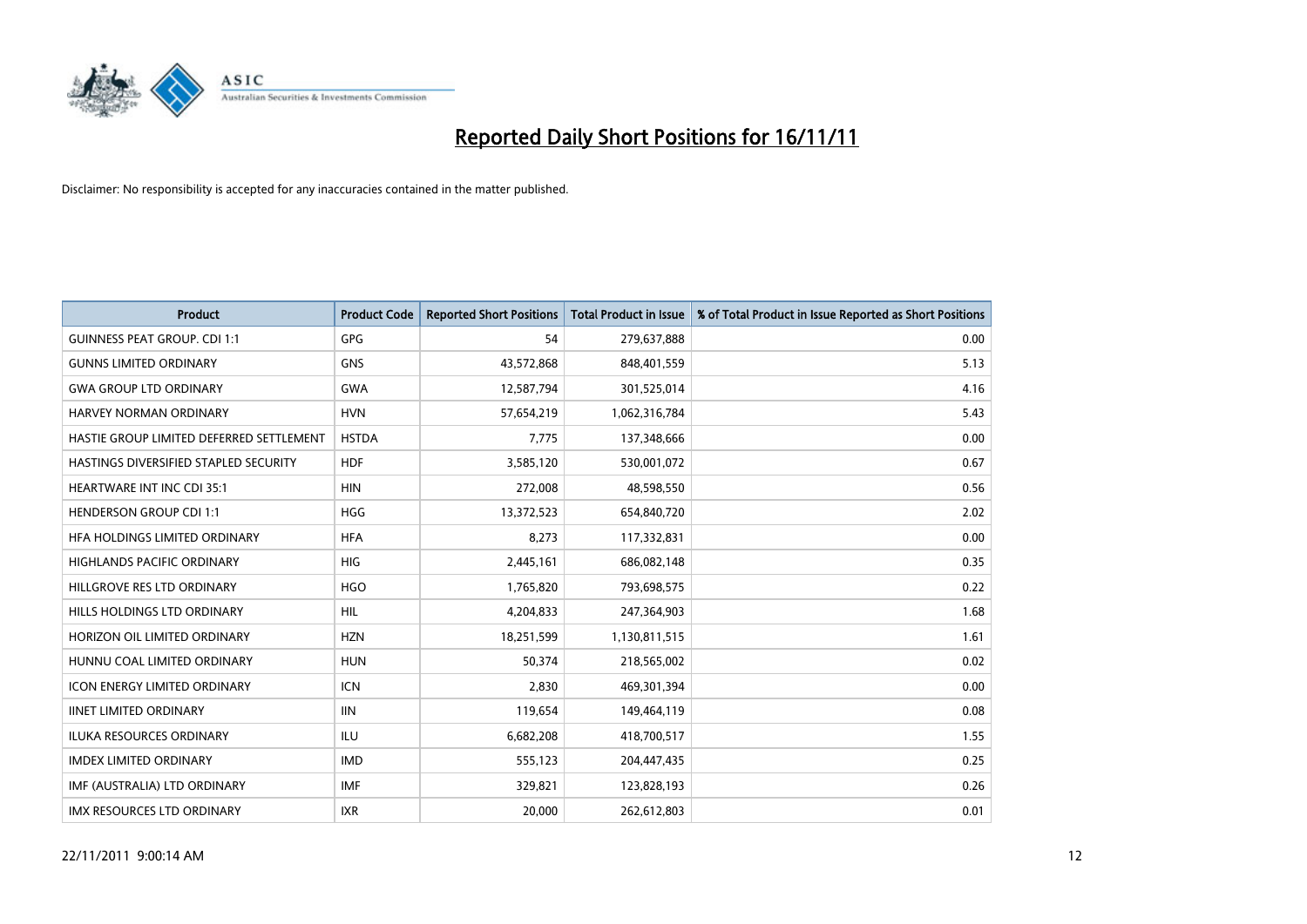# Reported Daily Short Positions for 16/11/11

Disclaimer: No responsibility is accepted for any inaccuracies contained in the matter published.

| Product | Product Code | Reported Short Positions | Total Product in Issue | % of Total Product in Issue Reported as Short Positions |
|---|---|---|---|---|
| GUINNESS PEAT GROUP. CDI 1:1 | GPG | 54 | 279,637,888 | 0.00 |
| GUNNS LIMITED ORDINARY | GNS | 43,572,868 | 848,401,559 | 5.13 |
| GWA GROUP LTD ORDINARY | GWA | 12,587,794 | 301,525,014 | 4.16 |
| HARVEY NORMAN ORDINARY | HVN | 57,654,219 | 1,062,316,784 | 5.43 |
| HASTIE GROUP LIMITED DEFERRED SETTLEMENT | HSTDA | 7,775 | 137,348,666 | 0.00 |
| HASTINGS DIVERSIFIED STAPLED SECURITY | HDF | 3,585,120 | 530,001,072 | 0.67 |
| HEARTWARE INT INC CDI 35:1 | HIN | 272,008 | 48,598,550 | 0.56 |
| HENDERSON GROUP CDI 1:1 | HGG | 13,372,523 | 654,840,720 | 2.02 |
| HFA HOLDINGS LIMITED ORDINARY | HFA | 8,273 | 117,332,831 | 0.00 |
| HIGHLANDS PACIFIC ORDINARY | HIG | 2,445,161 | 686,082,148 | 0.35 |
| HILLGROVE RES LTD ORDINARY | HGO | 1,765,820 | 793,698,575 | 0.22 |
| HILLS HOLDINGS LTD ORDINARY | HIL | 4,204,833 | 247,364,903 | 1.68 |
| HORIZON OIL LIMITED ORDINARY | HZN | 18,251,599 | 1,130,811,515 | 1.61 |
| HUNNU COAL LIMITED ORDINARY | HUN | 50,374 | 218,565,002 | 0.02 |
| ICON ENERGY LIMITED ORDINARY | ICN | 2,830 | 469,301,394 | 0.00 |
| IINET LIMITED ORDINARY | IIN | 119,654 | 149,464,119 | 0.08 |
| ILUKA RESOURCES ORDINARY | ILU | 6,682,208 | 418,700,517 | 1.55 |
| IMDEX LIMITED ORDINARY | IMD | 555,123 | 204,447,435 | 0.25 |
| IMF (AUSTRALIA) LTD ORDINARY | IMF | 329,821 | 123,828,193 | 0.26 |
| IMX RESOURCES LTD ORDINARY | IXR | 20,000 | 262,612,803 | 0.01 |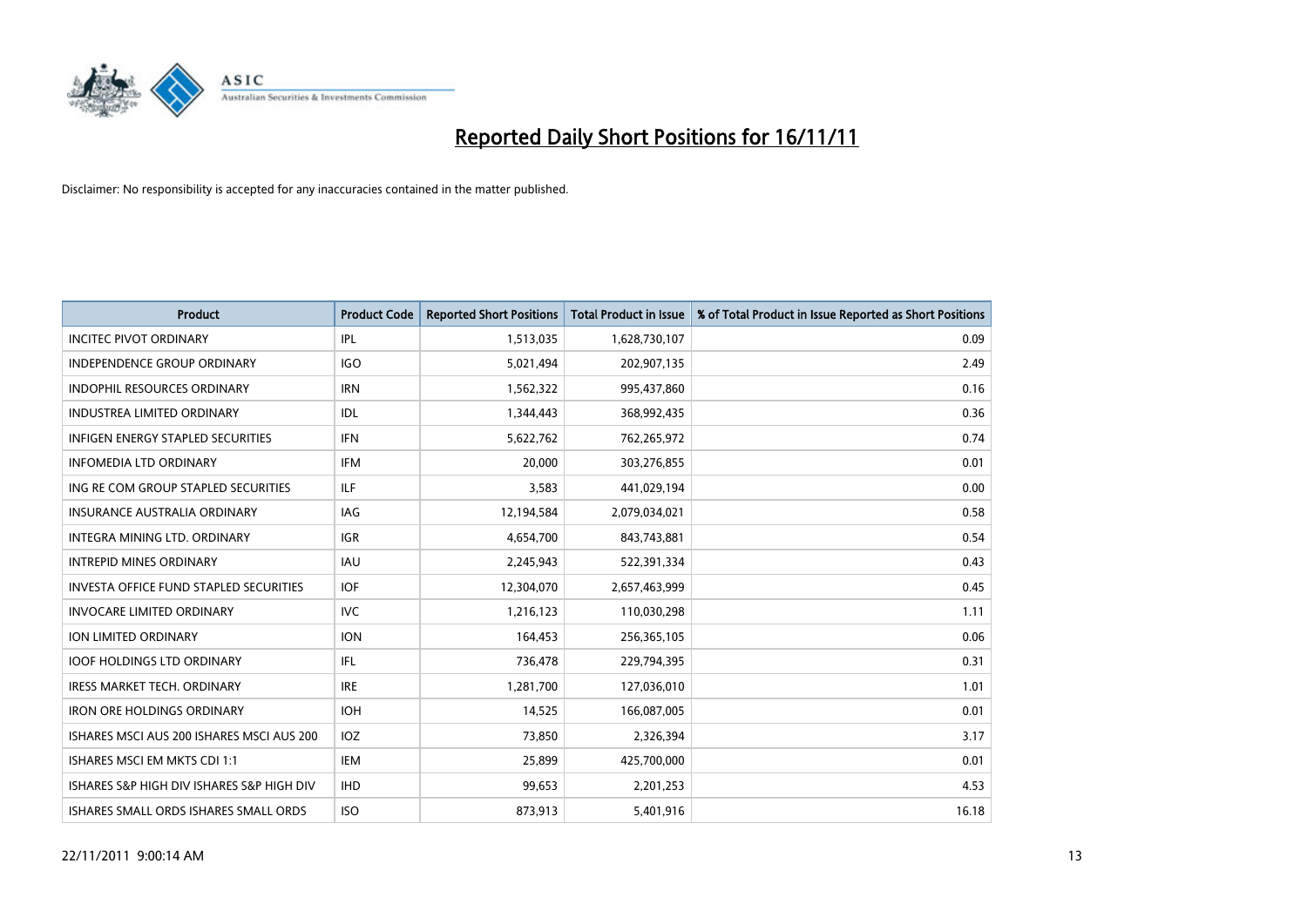# Reported Daily Short Positions for 16/11/11

Disclaimer: No responsibility is accepted for any inaccuracies contained in the matter published.

| Product | Product Code | Reported Short Positions | Total Product in Issue | % of Total Product in Issue Reported as Short Positions |
|---|---|---|---|---|
| INCITEC PIVOT ORDINARY | IPL | 1,513,035 | 1,628,730,107 | 0.09 |
| INDEPENDENCE GROUP ORDINARY | IGO | 5,021,494 | 202,907,135 | 2.49 |
| INDOPHIL RESOURCES ORDINARY | IRN | 1,562,322 | 995,437,860 | 0.16 |
| INDUSTREA LIMITED ORDINARY | IDL | 1,344,443 | 368,992,435 | 0.36 |
| INFIGEN ENERGY STAPLED SECURITIES | IFN | 5,622,762 | 762,265,972 | 0.74 |
| INFOMEDIA LTD ORDINARY | IFM | 20,000 | 303,276,855 | 0.01 |
| ING RE COM GROUP STAPLED SECURITIES | ILF | 3,583 | 441,029,194 | 0.00 |
| INSURANCE AUSTRALIA ORDINARY | IAG | 12,194,584 | 2,079,034,021 | 0.58 |
| INTEGRA MINING LTD. ORDINARY | IGR | 4,654,700 | 843,743,881 | 0.54 |
| INTREPID MINES ORDINARY | IAU | 2,245,943 | 522,391,334 | 0.43 |
| INVESTA OFFICE FUND STAPLED SECURITIES | IOF | 12,304,070 | 2,657,463,999 | 0.45 |
| INVOCARE LIMITED ORDINARY | IVC | 1,216,123 | 110,030,298 | 1.11 |
| ION LIMITED ORDINARY | ION | 164,453 | 256,365,105 | 0.06 |
| IOOF HOLDINGS LTD ORDINARY | IFL | 736,478 | 229,794,395 | 0.31 |
| IRESS MARKET TECH. ORDINARY | IRE | 1,281,700 | 127,036,010 | 1.01 |
| IRON ORE HOLDINGS ORDINARY | IOH | 14,525 | 166,087,005 | 0.01 |
| ISHARES MSCI AUS 200 ISHARES MSCI AUS 200 | IOZ | 73,850 | 2,326,394 | 3.17 |
| ISHARES MSCI EM MKTS CDI 1:1 | IEM | 25,899 | 425,700,000 | 0.01 |
| ISHARES S&P HIGH DIV ISHARES S&P HIGH DIV | IHD | 99,653 | 2,201,253 | 4.53 |
| ISHARES SMALL ORDS ISHARES SMALL ORDS | ISO | 873,913 | 5,401,916 | 16.18 |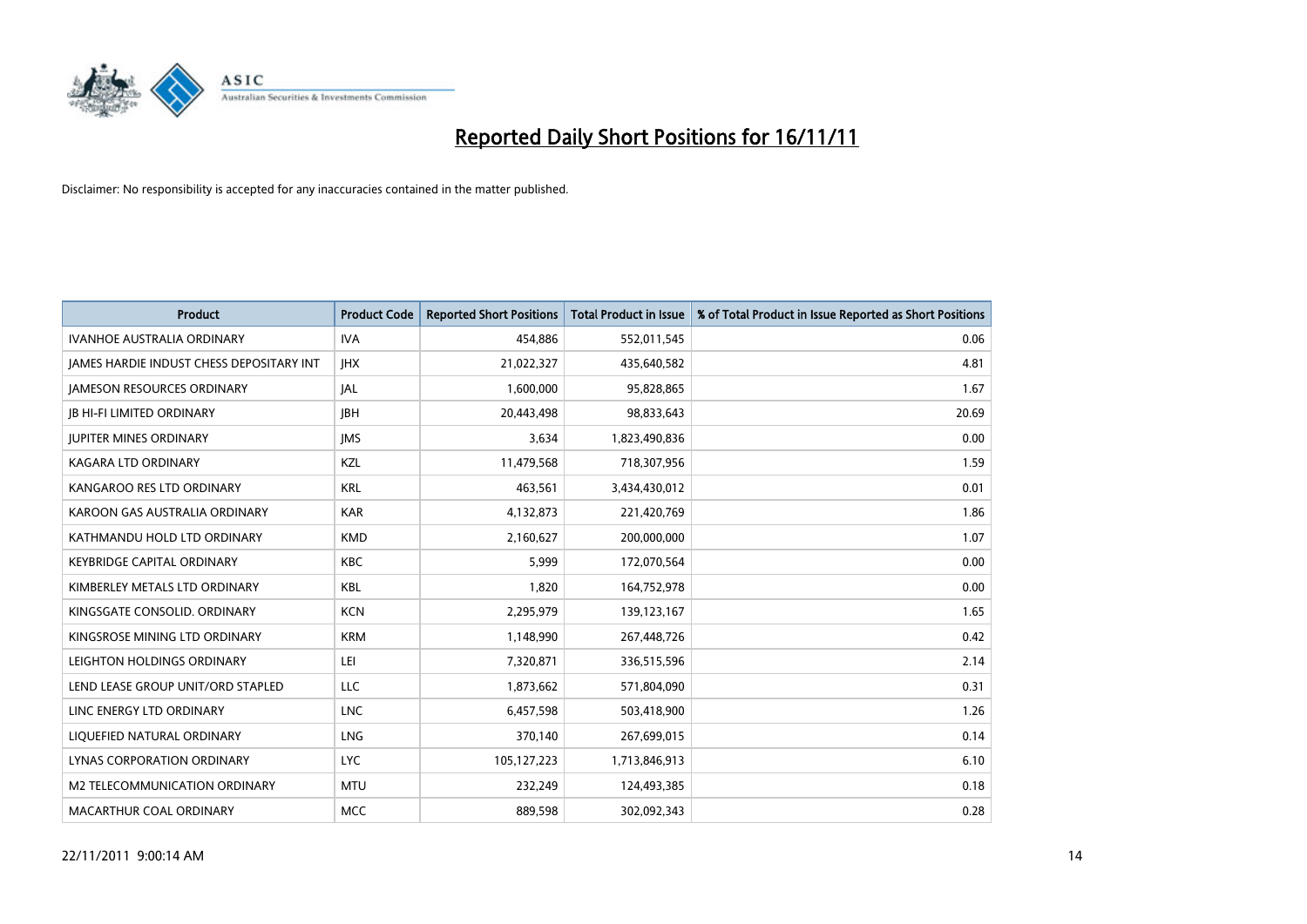# Reported Daily Short Positions for 16/11/11

Disclaimer: No responsibility is accepted for any inaccuracies contained in the matter published.

| Product | Product Code | Reported Short Positions | Total Product in Issue | % of Total Product in Issue Reported as Short Positions |
|---|---|---|---|---|
| IVANHOE AUSTRALIA ORDINARY | IVA | 454,886 | 552,011,545 | 0.06 |
| JAMES HARDIE INDUST CHESS DEPOSITARY INT | JHX | 21,022,327 | 435,640,582 | 4.81 |
| JAMESON RESOURCES ORDINARY | JAL | 1,600,000 | 95,828,865 | 1.67 |
| JB HI-FI LIMITED ORDINARY | JBH | 20,443,498 | 98,833,643 | 20.69 |
| JUPITER MINES ORDINARY | JMS | 3,634 | 1,823,490,836 | 0.00 |
| KAGARA LTD ORDINARY | KZL | 11,479,568 | 718,307,956 | 1.59 |
| KANGAROO RES LTD ORDINARY | KRL | 463,561 | 3,434,430,012 | 0.01 |
| KAROON GAS AUSTRALIA ORDINARY | KAR | 4,132,873 | 221,420,769 | 1.86 |
| KATHMANDU HOLD LTD ORDINARY | KMD | 2,160,627 | 200,000,000 | 1.07 |
| KEYBRIDGE CAPITAL ORDINARY | KBC | 5,999 | 172,070,564 | 0.00 |
| KIMBERLEY METALS LTD ORDINARY | KBL | 1,820 | 164,752,978 | 0.00 |
| KINGSGATE CONSOLID. ORDINARY | KCN | 2,295,979 | 139,123,167 | 1.65 |
| KINGSROSE MINING LTD ORDINARY | KRM | 1,148,990 | 267,448,726 | 0.42 |
| LEIGHTON HOLDINGS ORDINARY | LEI | 7,320,871 | 336,515,596 | 2.14 |
| LEND LEASE GROUP UNIT/ORD STAPLED | LLC | 1,873,662 | 571,804,090 | 0.31 |
| LINC ENERGY LTD ORDINARY | LNC | 6,457,598 | 503,418,900 | 1.26 |
| LIQUEFIED NATURAL ORDINARY | LNG | 370,140 | 267,699,015 | 0.14 |
| LYNAS CORPORATION ORDINARY | LYC | 105,127,223 | 1,713,846,913 | 6.10 |
| M2 TELECOMMUNICATION ORDINARY | MTU | 232,249 | 124,493,385 | 0.18 |
| MACARTHUR COAL ORDINARY | MCC | 889,598 | 302,092,343 | 0.28 |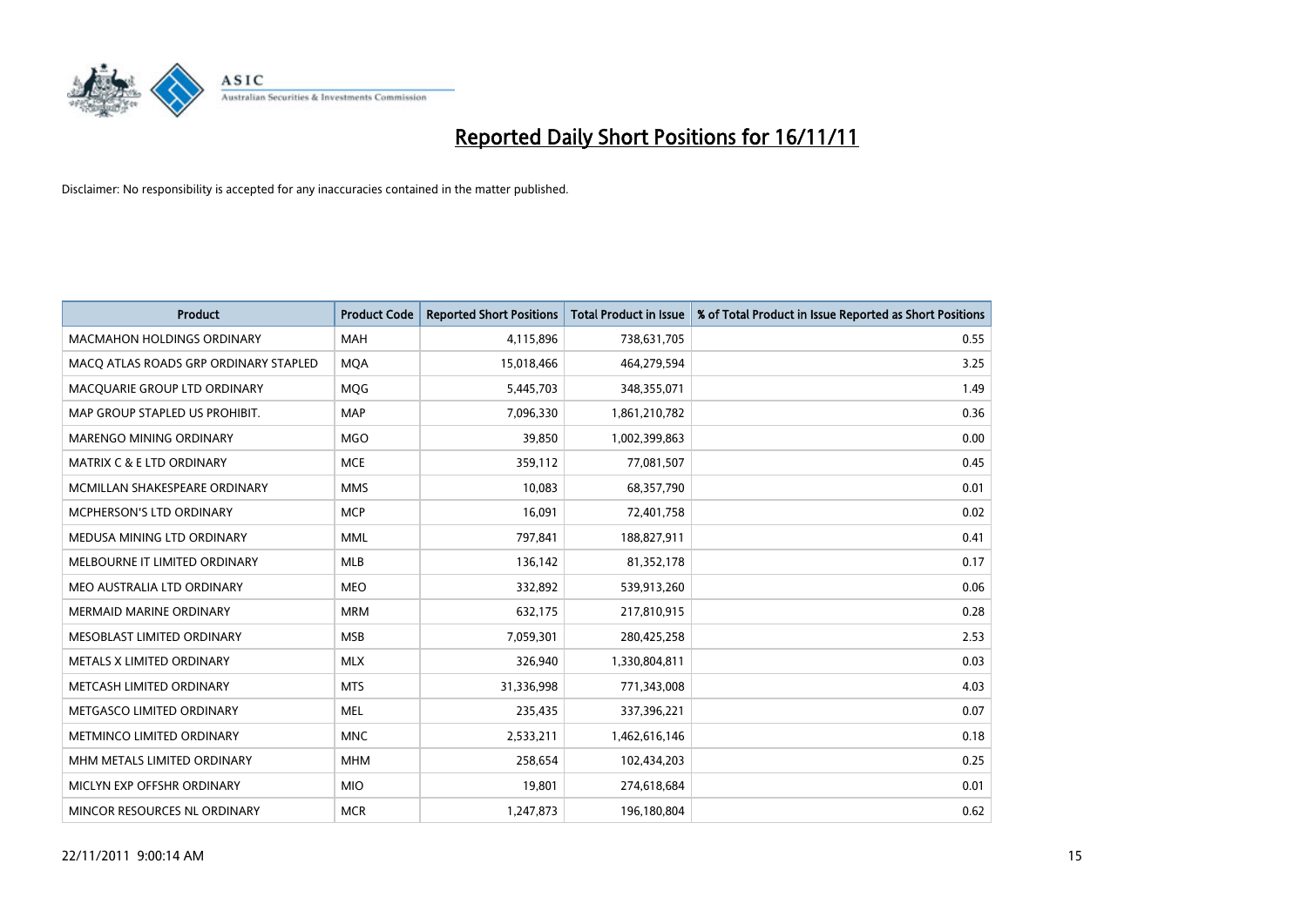# Reported Daily Short Positions for 16/11/11

Disclaimer: No responsibility is accepted for any inaccuracies contained in the matter published.

| Product | Product Code | Reported Short Positions | Total Product in Issue | % of Total Product in Issue Reported as Short Positions |
|---|---|---|---|---|
| MACMAHON HOLDINGS ORDINARY | MAH | 4,115,896 | 738,631,705 | 0.55 |
| MACQ ATLAS ROADS GRP ORDINARY STAPLED | MQA | 15,018,466 | 464,279,594 | 3.25 |
| MACQUARIE GROUP LTD ORDINARY | MQG | 5,445,703 | 348,355,071 | 1.49 |
| MAP GROUP STAPLED US PROHIBIT. | MAP | 7,096,330 | 1,861,210,782 | 0.36 |
| MARENGO MINING ORDINARY | MGO | 39,850 | 1,002,399,863 | 0.00 |
| MATRIX C & E LTD ORDINARY | MCE | 359,112 | 77,081,507 | 0.45 |
| MCMILLAN SHAKESPEARE ORDINARY | MMS | 10,083 | 68,357,790 | 0.01 |
| MCPHERSON'S LTD ORDINARY | MCP | 16,091 | 72,401,758 | 0.02 |
| MEDUSA MINING LTD ORDINARY | MML | 797,841 | 188,827,911 | 0.41 |
| MELBOURNE IT LIMITED ORDINARY | MLB | 136,142 | 81,352,178 | 0.17 |
| MEO AUSTRALIA LTD ORDINARY | MEO | 332,892 | 539,913,260 | 0.06 |
| MERMAID MARINE ORDINARY | MRM | 632,175 | 217,810,915 | 0.28 |
| MESOBLAST LIMITED ORDINARY | MSB | 7,059,301 | 280,425,258 | 2.53 |
| METALS X LIMITED ORDINARY | MLX | 326,940 | 1,330,804,811 | 0.03 |
| METCASH LIMITED ORDINARY | MTS | 31,336,998 | 771,343,008 | 4.03 |
| METGASCO LIMITED ORDINARY | MEL | 235,435 | 337,396,221 | 0.07 |
| METMINCO LIMITED ORDINARY | MNC | 2,533,211 | 1,462,616,146 | 0.18 |
| MHM METALS LIMITED ORDINARY | MHM | 258,654 | 102,434,203 | 0.25 |
| MICLYN EXP OFFSHR ORDINARY | MIO | 19,801 | 274,618,684 | 0.01 |
| MINCOR RESOURCES NL ORDINARY | MCR | 1,247,873 | 196,180,804 | 0.62 |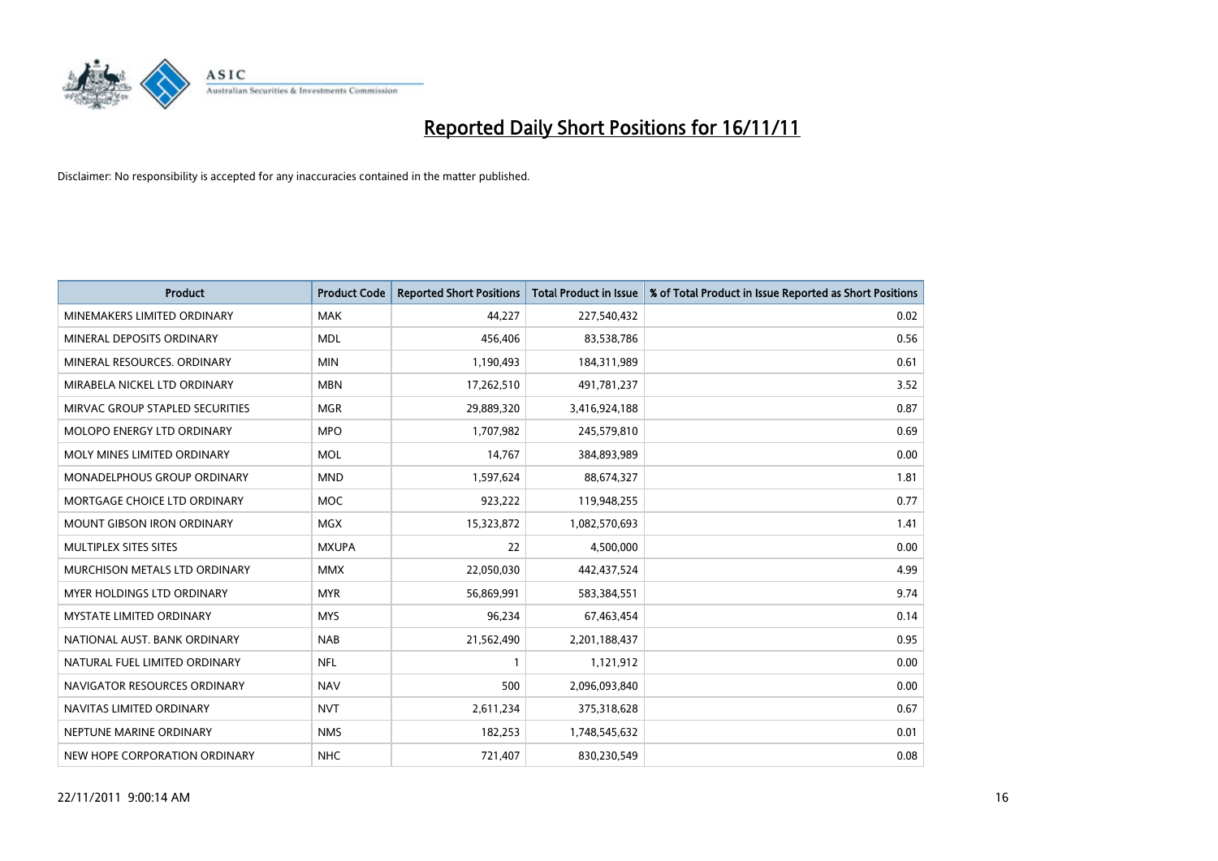# Reported Daily Short Positions for 16/11/11

Disclaimer: No responsibility is accepted for any inaccuracies contained in the matter published.

| Product | Product Code | Reported Short Positions | Total Product in Issue | % of Total Product in Issue Reported as Short Positions |
|---|---|---|---|---|
| MINEMAKERS LIMITED ORDINARY | MAK | 44,227 | 227,540,432 | 0.02 |
| MINERAL DEPOSITS ORDINARY | MDL | 456,406 | 83,538,786 | 0.56 |
| MINERAL RESOURCES. ORDINARY | MIN | 1,190,493 | 184,311,989 | 0.61 |
| MIRABELA NICKEL LTD ORDINARY | MBN | 17,262,510 | 491,781,237 | 3.52 |
| MIRVAC GROUP STAPLED SECURITIES | MGR | 29,889,320 | 3,416,924,188 | 0.87 |
| MOLOPO ENERGY LTD ORDINARY | MPO | 1,707,982 | 245,579,810 | 0.69 |
| MOLY MINES LIMITED ORDINARY | MOL | 14,767 | 384,893,989 | 0.00 |
| MONADELPHOUS GROUP ORDINARY | MND | 1,597,624 | 88,674,327 | 1.81 |
| MORTGAGE CHOICE LTD ORDINARY | MOC | 923,222 | 119,948,255 | 0.77 |
| MOUNT GIBSON IRON ORDINARY | MGX | 15,323,872 | 1,082,570,693 | 1.41 |
| MULTIPLEX SITES SITES | MXUPA | 22 | 4,500,000 | 0.00 |
| MURCHISON METALS LTD ORDINARY | MMX | 22,050,030 | 442,437,524 | 4.99 |
| MYER HOLDINGS LTD ORDINARY | MYR | 56,869,991 | 583,384,551 | 9.74 |
| MYSTATE LIMITED ORDINARY | MYS | 96,234 | 67,463,454 | 0.14 |
| NATIONAL AUST. BANK ORDINARY | NAB | 21,562,490 | 2,201,188,437 | 0.95 |
| NATURAL FUEL LIMITED ORDINARY | NFL | 1 | 1,121,912 | 0.00 |
| NAVIGATOR RESOURCES ORDINARY | NAV | 500 | 2,096,093,840 | 0.00 |
| NAVITAS LIMITED ORDINARY | NVT | 2,611,234 | 375,318,628 | 0.67 |
| NEPTUNE MARINE ORDINARY | NMS | 182,253 | 1,748,545,632 | 0.01 |
| NEW HOPE CORPORATION ORDINARY | NHC | 721,407 | 830,230,549 | 0.08 |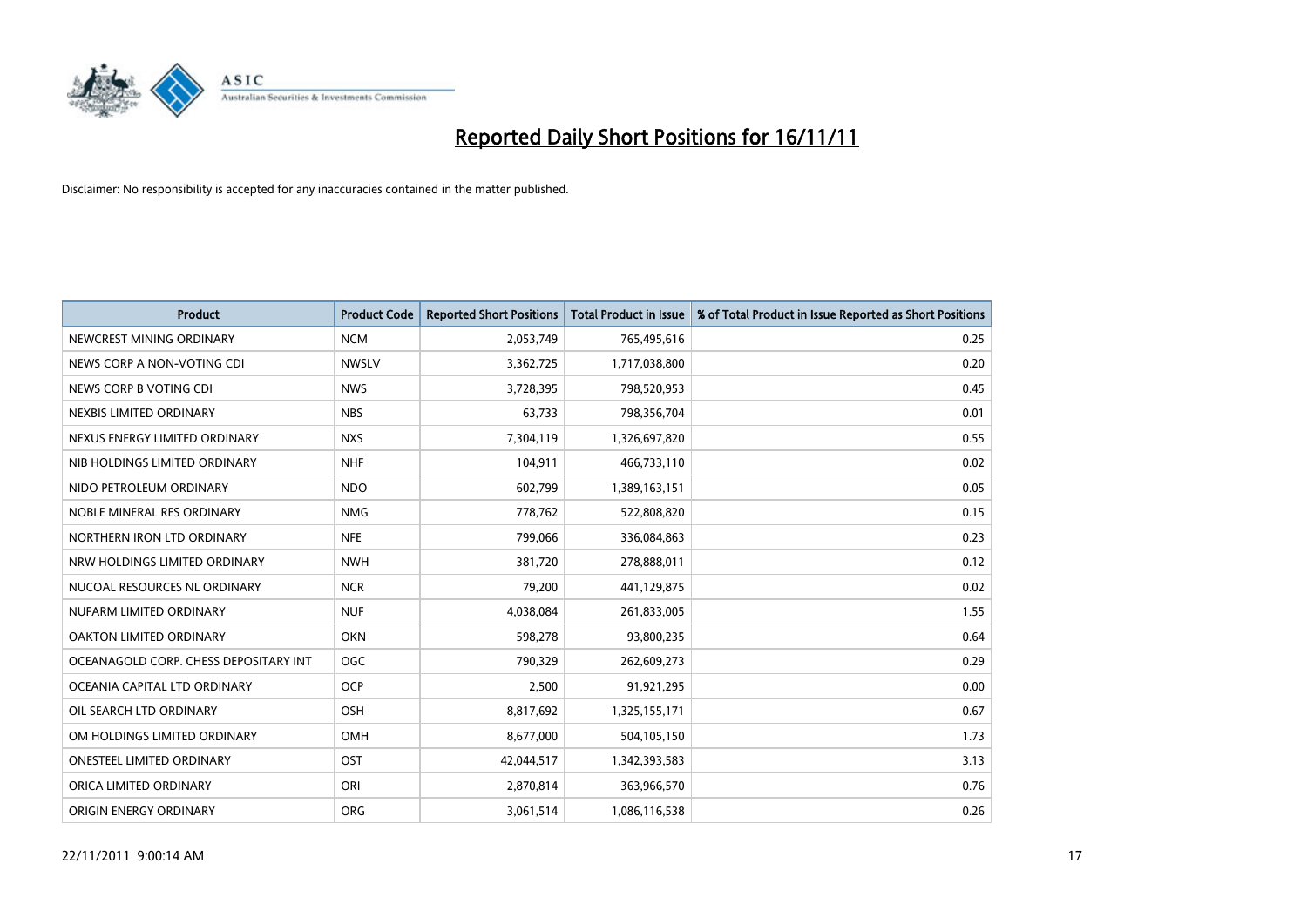# Reported Daily Short Positions for 16/11/11

Disclaimer: No responsibility is accepted for any inaccuracies contained in the matter published.

| Product | Product Code | Reported Short Positions | Total Product in Issue | % of Total Product in Issue Reported as Short Positions |
| --- | --- | --- | --- | --- |
| NEWCREST MINING ORDINARY | NCM | 2,053,749 | 765,495,616 | 0.25 |
| NEWS CORP A NON-VOTING CDI | NWSLV | 3,362,725 | 1,717,038,800 | 0.20 |
| NEWS CORP B VOTING CDI | NWS | 3,728,395 | 798,520,953 | 0.45 |
| NEXBIS LIMITED ORDINARY | NBS | 63,733 | 798,356,704 | 0.01 |
| NEXUS ENERGY LIMITED ORDINARY | NXS | 7,304,119 | 1,326,697,820 | 0.55 |
| NIB HOLDINGS LIMITED ORDINARY | NHF | 104,911 | 466,733,110 | 0.02 |
| NIDO PETROLEUM ORDINARY | NDO | 602,799 | 1,389,163,151 | 0.05 |
| NOBLE MINERAL RES ORDINARY | NMG | 778,762 | 522,808,820 | 0.15 |
| NORTHERN IRON LTD ORDINARY | NFE | 799,066 | 336,084,863 | 0.23 |
| NRW HOLDINGS LIMITED ORDINARY | NWH | 381,720 | 278,888,011 | 0.12 |
| NUCOAL RESOURCES NL ORDINARY | NCR | 79,200 | 441,129,875 | 0.02 |
| NUFARM LIMITED ORDINARY | NUF | 4,038,084 | 261,833,005 | 1.55 |
| OAKTON LIMITED ORDINARY | OKN | 598,278 | 93,800,235 | 0.64 |
| OCEANAGOLD CORP. CHESS DEPOSITARY INT | OGC | 790,329 | 262,609,273 | 0.29 |
| OCEANIA CAPITAL LTD ORDINARY | OCP | 2,500 | 91,921,295 | 0.00 |
| OIL SEARCH LTD ORDINARY | OSH | 8,817,692 | 1,325,155,171 | 0.67 |
| OM HOLDINGS LIMITED ORDINARY | OMH | 8,677,000 | 504,105,150 | 1.73 |
| ONESTEEL LIMITED ORDINARY | OST | 42,044,517 | 1,342,393,583 | 3.13 |
| ORICA LIMITED ORDINARY | ORI | 2,870,814 | 363,966,570 | 0.76 |
| ORIGIN ENERGY ORDINARY | ORG | 3,061,514 | 1,086,116,538 | 0.26 |

22/11/2011 9:00:14 AM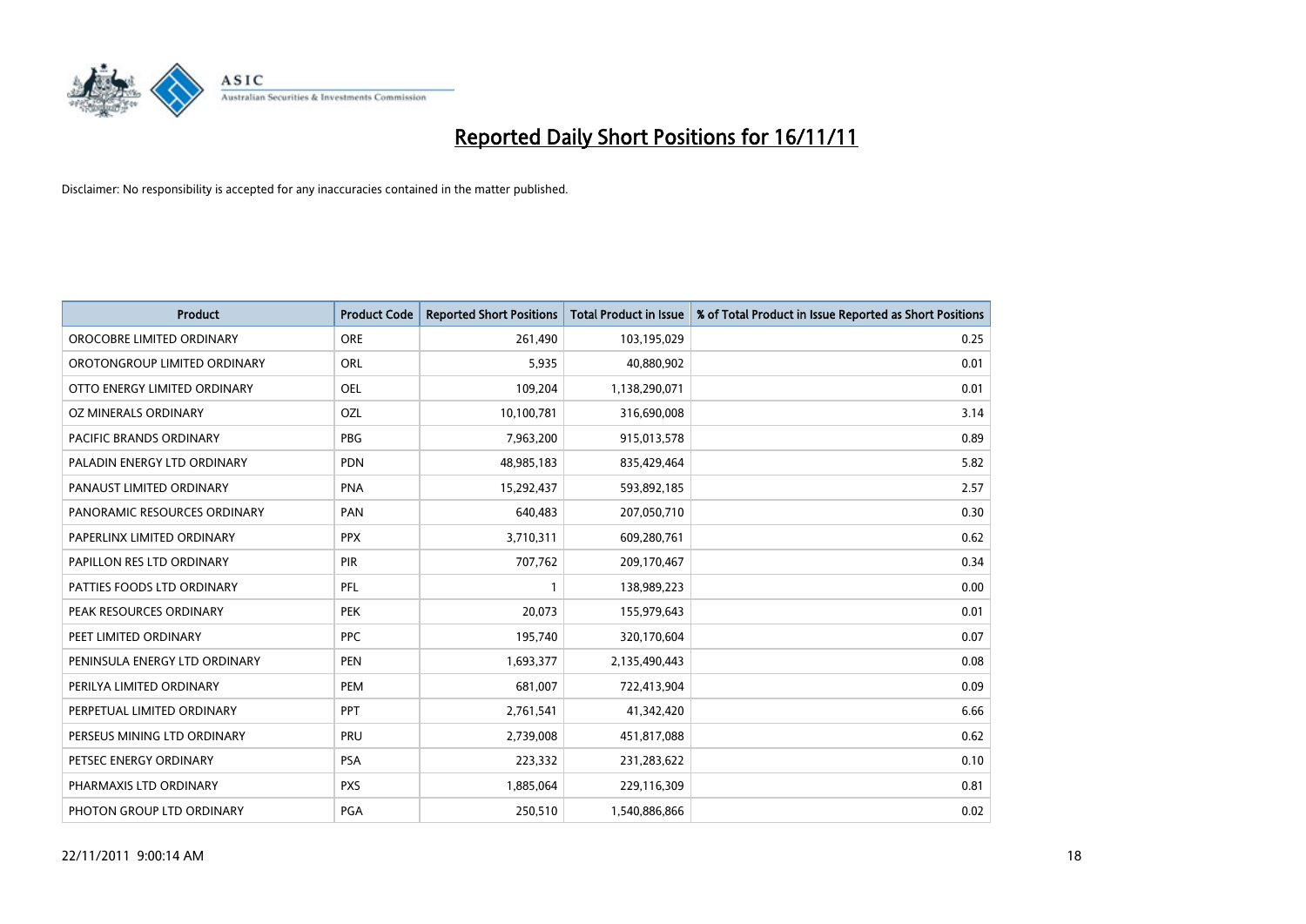# Reported Daily Short Positions for 16/11/11

Disclaimer: No responsibility is accepted for any inaccuracies contained in the matter published.

| Product | Product Code | Reported Short Positions | Total Product in Issue | % of Total Product in Issue Reported as Short Positions |
|---|---|---|---|---|
| OROCOBRE LIMITED ORDINARY | ORE | 261,490 | 103,195,029 | 0.25 |
| OROTONGROUP LIMITED ORDINARY | ORL | 5,935 | 40,880,902 | 0.01 |
| OTTO ENERGY LIMITED ORDINARY | OEL | 109,204 | 1,138,290,071 | 0.01 |
| OZ MINERALS ORDINARY | OZL | 10,100,781 | 316,690,008 | 3.14 |
| PACIFIC BRANDS ORDINARY | PBG | 7,963,200 | 915,013,578 | 0.89 |
| PALADIN ENERGY LTD ORDINARY | PDN | 48,985,183 | 835,429,464 | 5.82 |
| PANAUST LIMITED ORDINARY | PNA | 15,292,437 | 593,892,185 | 2.57 |
| PANORAMIC RESOURCES ORDINARY | PAN | 640,483 | 207,050,710 | 0.30 |
| PAPERLINX LIMITED ORDINARY | PPX | 3,710,311 | 609,280,761 | 0.62 |
| PAPILLON RES LTD ORDINARY | PIR | 707,762 | 209,170,467 | 0.34 |
| PATTIES FOODS LTD ORDINARY | PFL | 1 | 138,989,223 | 0.00 |
| PEAK RESOURCES ORDINARY | PEK | 20,073 | 155,979,643 | 0.01 |
| PEET LIMITED ORDINARY | PPC | 195,740 | 320,170,604 | 0.07 |
| PENINSULA ENERGY LTD ORDINARY | PEN | 1,693,377 | 2,135,490,443 | 0.08 |
| PERILYA LIMITED ORDINARY | PEM | 681,007 | 722,413,904 | 0.09 |
| PERPETUAL LIMITED ORDINARY | PPT | 2,761,541 | 41,342,420 | 6.66 |
| PERSEUS MINING LTD ORDINARY | PRU | 2,739,008 | 451,817,088 | 0.62 |
| PETSEC ENERGY ORDINARY | PSA | 223,332 | 231,283,622 | 0.10 |
| PHARMAXIS LTD ORDINARY | PXS | 1,885,064 | 229,116,309 | 0.81 |
| PHOTON GROUP LTD ORDINARY | PGA | 250,510 | 1,540,886,866 | 0.02 |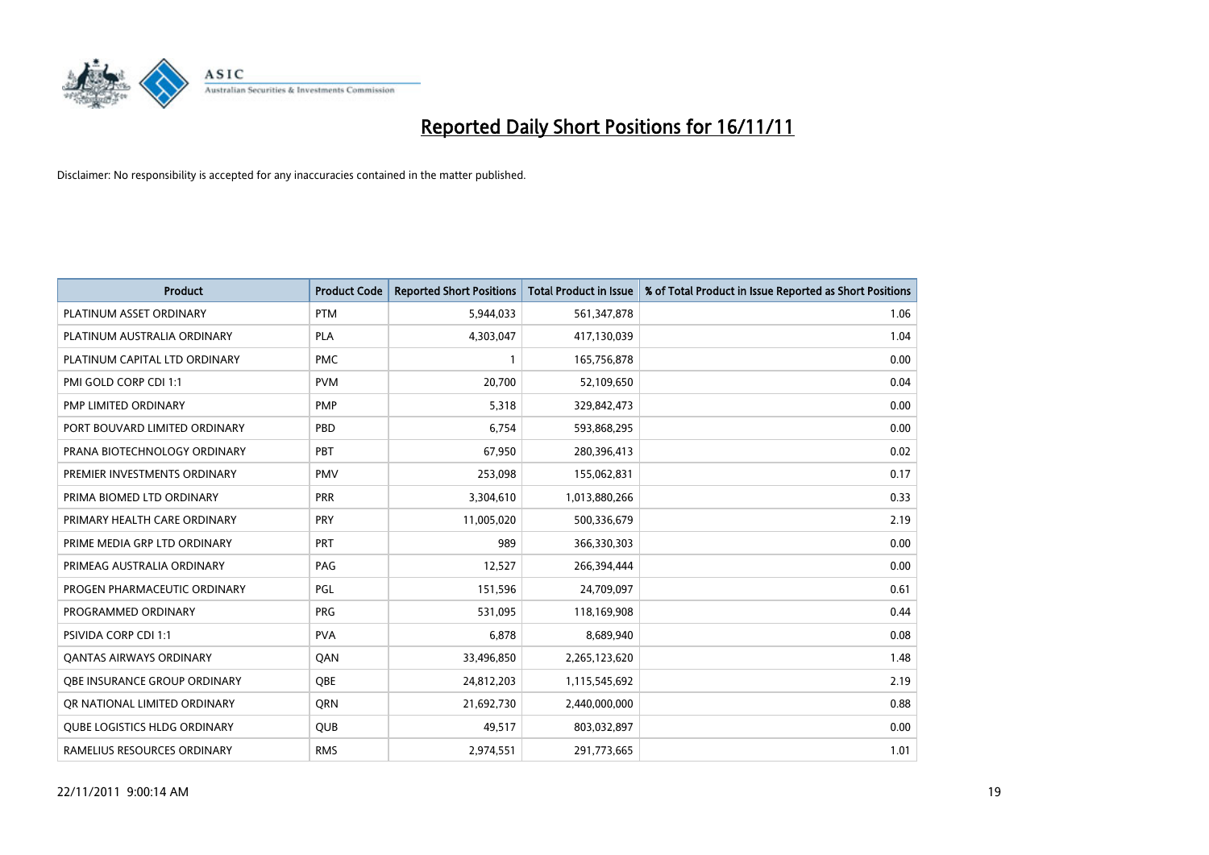# Reported Daily Short Positions for 16/11/11

Disclaimer: No responsibility is accepted for any inaccuracies contained in the matter published.

| Product | Product Code | Reported Short Positions | Total Product in Issue | % of Total Product in Issue Reported as Short Positions |
|---|---|---|---|---|
| PLATINUM ASSET ORDINARY | PTM | 5,944,033 | 561,347,878 | 1.06 |
| PLATINUM AUSTRALIA ORDINARY | PLA | 4,303,047 | 417,130,039 | 1.04 |
| PLATINUM CAPITAL LTD ORDINARY | PMC | 1 | 165,756,878 | 0.00 |
| PMI GOLD CORP CDI 1:1 | PVM | 20,700 | 52,109,650 | 0.04 |
| PMP LIMITED ORDINARY | PMP | 5,318 | 329,842,473 | 0.00 |
| PORT BOUVARD LIMITED ORDINARY | PBD | 6,754 | 593,868,295 | 0.00 |
| PRANA BIOTECHNOLOGY ORDINARY | PBT | 67,950 | 280,396,413 | 0.02 |
| PREMIER INVESTMENTS ORDINARY | PMV | 253,098 | 155,062,831 | 0.17 |
| PRIMA BIOMED LTD ORDINARY | PRR | 3,304,610 | 1,013,880,266 | 0.33 |
| PRIMARY HEALTH CARE ORDINARY | PRY | 11,005,020 | 500,336,679 | 2.19 |
| PRIME MEDIA GRP LTD ORDINARY | PRT | 989 | 366,330,303 | 0.00 |
| PRIMEAG AUSTRALIA ORDINARY | PAG | 12,527 | 266,394,444 | 0.00 |
| PROGEN PHARMACEUTIC ORDINARY | PGL | 151,596 | 24,709,097 | 0.61 |
| PROGRAMMED ORDINARY | PRG | 531,095 | 118,169,908 | 0.44 |
| PSIVIDA CORP CDI 1:1 | PVA | 6,878 | 8,689,940 | 0.08 |
| QANTAS AIRWAYS ORDINARY | QAN | 33,496,850 | 2,265,123,620 | 1.48 |
| QBE INSURANCE GROUP ORDINARY | QBE | 24,812,203 | 1,115,545,692 | 2.19 |
| QR NATIONAL LIMITED ORDINARY | QRN | 21,692,730 | 2,440,000,000 | 0.88 |
| QUBE LOGISTICS HLDG ORDINARY | QUB | 49,517 | 803,032,897 | 0.00 |
| RAMELIUS RESOURCES ORDINARY | RMS | 2,974,551 | 291,773,665 | 1.01 |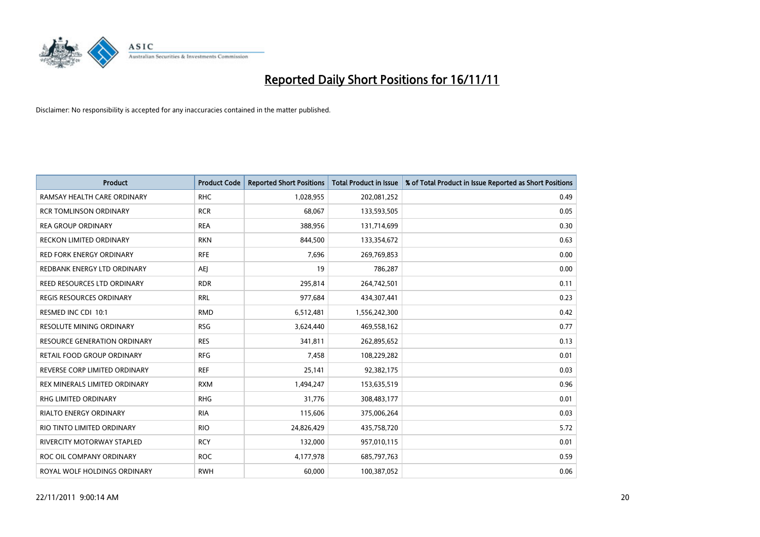# Reported Daily Short Positions for 16/11/11

Disclaimer: No responsibility is accepted for any inaccuracies contained in the matter published.

| Product | Product Code | Reported Short Positions | Total Product in Issue | % of Total Product in Issue Reported as Short Positions |
|---|---|---|---|---|
| RAMSAY HEALTH CARE ORDINARY | RHC | 1,028,955 | 202,081,252 | 0.49 |
| RCR TOMLINSON ORDINARY | RCR | 68,067 | 133,593,505 | 0.05 |
| REA GROUP ORDINARY | REA | 388,956 | 131,714,699 | 0.30 |
| RECKON LIMITED ORDINARY | RKN | 844,500 | 133,354,672 | 0.63 |
| RED FORK ENERGY ORDINARY | RFE | 7,696 | 269,769,853 | 0.00 |
| REDBANK ENERGY LTD ORDINARY | AEJ | 19 | 786,287 | 0.00 |
| REED RESOURCES LTD ORDINARY | RDR | 295,814 | 264,742,501 | 0.11 |
| REGIS RESOURCES ORDINARY | RRL | 977,684 | 434,307,441 | 0.23 |
| RESMED INC CDI 10:1 | RMD | 6,512,481 | 1,556,242,300 | 0.42 |
| RESOLUTE MINING ORDINARY | RSG | 3,624,440 | 469,558,162 | 0.77 |
| RESOURCE GENERATION ORDINARY | RES | 341,811 | 262,895,652 | 0.13 |
| RETAIL FOOD GROUP ORDINARY | RFG | 7,458 | 108,229,282 | 0.01 |
| REVERSE CORP LIMITED ORDINARY | REF | 25,141 | 92,382,175 | 0.03 |
| REX MINERALS LIMITED ORDINARY | RXM | 1,494,247 | 153,635,519 | 0.96 |
| RHG LIMITED ORDINARY | RHG | 31,776 | 308,483,177 | 0.01 |
| RIALTO ENERGY ORDINARY | RIA | 115,606 | 375,006,264 | 0.03 |
| RIO TINTO LIMITED ORDINARY | RIO | 24,826,429 | 435,758,720 | 5.72 |
| RIVERCITY MOTORWAY STAPLED | RCY | 132,000 | 957,010,115 | 0.01 |
| ROC OIL COMPANY ORDINARY | ROC | 4,177,978 | 685,797,763 | 0.59 |
| ROYAL WOLF HOLDINGS ORDINARY | RWH | 60,000 | 100,387,052 | 0.06 |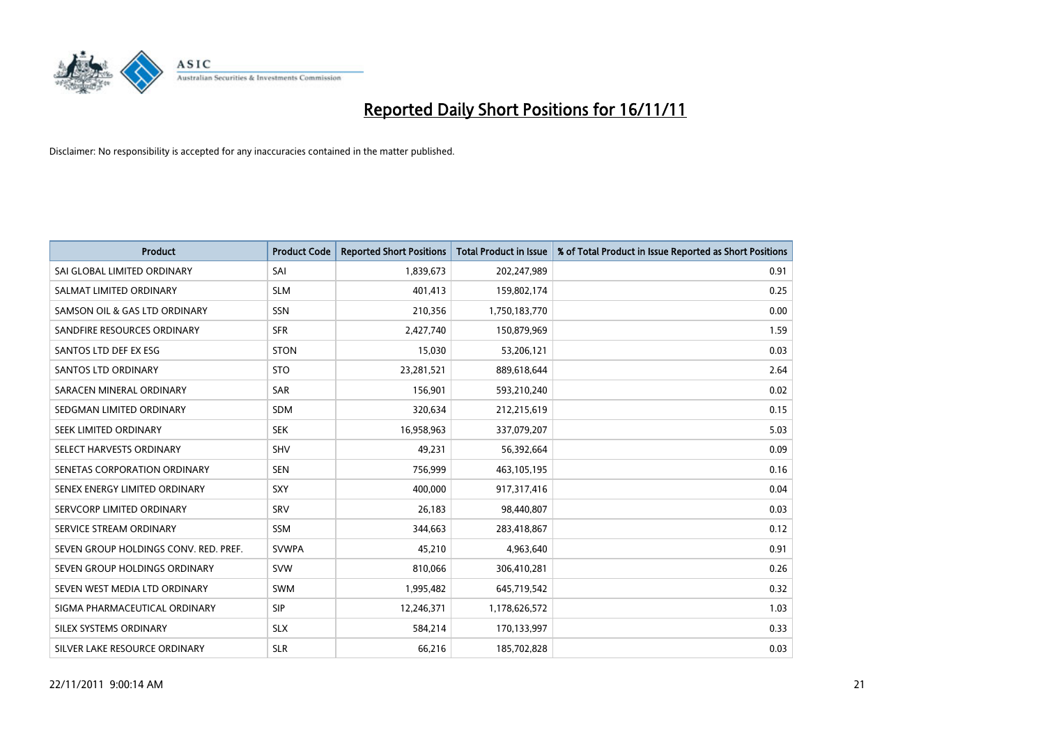# Reported Daily Short Positions for 16/11/11

Disclaimer: No responsibility is accepted for any inaccuracies contained in the matter published.

| Product | Product Code | Reported Short Positions | Total Product in Issue | % of Total Product in Issue Reported as Short Positions |
|---|---|---|---|---|
| SAI GLOBAL LIMITED ORDINARY | SAI | 1,839,673 | 202,247,989 | 0.91 |
| SALMAT LIMITED ORDINARY | SLM | 401,413 | 159,802,174 | 0.25 |
| SAMSON OIL & GAS LTD ORDINARY | SSN | 210,356 | 1,750,183,770 | 0.00 |
| SANDFIRE RESOURCES ORDINARY | SFR | 2,427,740 | 150,879,969 | 1.59 |
| SANTOS LTD DEF EX ESG | STON | 15,030 | 53,206,121 | 0.03 |
| SANTOS LTD ORDINARY | STO | 23,281,521 | 889,618,644 | 2.64 |
| SARACEN MINERAL ORDINARY | SAR | 156,901 | 593,210,240 | 0.02 |
| SEDGMAN LIMITED ORDINARY | SDM | 320,634 | 212,215,619 | 0.15 |
| SEEK LIMITED ORDINARY | SEK | 16,958,963 | 337,079,207 | 5.03 |
| SELECT HARVESTS ORDINARY | SHV | 49,231 | 56,392,664 | 0.09 |
| SENETAS CORPORATION ORDINARY | SEN | 756,999 | 463,105,195 | 0.16 |
| SENEX ENERGY LIMITED ORDINARY | SXY | 400,000 | 917,317,416 | 0.04 |
| SERVCORP LIMITED ORDINARY | SRV | 26,183 | 98,440,807 | 0.03 |
| SERVICE STREAM ORDINARY | SSM | 344,663 | 283,418,867 | 0.12 |
| SEVEN GROUP HOLDINGS CONV. RED. PREF. | SVWPA | 45,210 | 4,963,640 | 0.91 |
| SEVEN GROUP HOLDINGS ORDINARY | SVW | 810,066 | 306,410,281 | 0.26 |
| SEVEN WEST MEDIA LTD ORDINARY | SWM | 1,995,482 | 645,719,542 | 0.32 |
| SIGMA PHARMACEUTICAL ORDINARY | SIP | 12,246,371 | 1,178,626,572 | 1.03 |
| SILEX SYSTEMS ORDINARY | SLX | 584,214 | 170,133,997 | 0.33 |
| SILVER LAKE RESOURCE ORDINARY | SLR | 66,216 | 185,702,828 | 0.03 |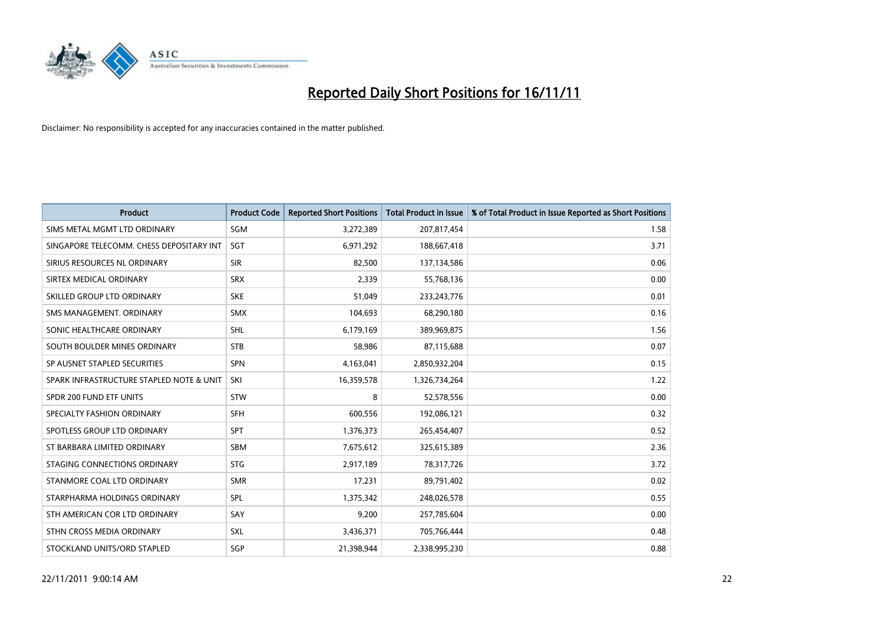# Reported Daily Short Positions for 16/11/11

Disclaimer: No responsibility is accepted for any inaccuracies contained in the matter published.

| Product | Product Code | Reported Short Positions | Total Product in Issue | % of Total Product in Issue Reported as Short Positions |
|---|---|---|---|---|
| SIMS METAL MGMT LTD ORDINARY | SGM | 3,272,389 | 207,817,454 | 1.58 |
| SINGAPORE TELECOMM. CHESS DEPOSITARY INT | SGT | 6,971,292 | 188,667,418 | 3.71 |
| SIRIUS RESOURCES NL ORDINARY | SIR | 82,500 | 137,134,586 | 0.06 |
| SIRTEX MEDICAL ORDINARY | SRX | 2,339 | 55,768,136 | 0.00 |
| SKILLED GROUP LTD ORDINARY | SKE | 51,049 | 233,243,776 | 0.01 |
| SMS MANAGEMENT. ORDINARY | SMX | 104,693 | 68,290,180 | 0.16 |
| SONIC HEALTHCARE ORDINARY | SHL | 6,179,169 | 389,969,875 | 1.56 |
| SOUTH BOULDER MINES ORDINARY | STB | 58,986 | 87,115,688 | 0.07 |
| SP AUSNET STAPLED SECURITIES | SPN | 4,163,041 | 2,850,932,204 | 0.15 |
| SPARK INFRASTRUCTURE STAPLED NOTE & UNIT | SKI | 16,359,578 | 1,326,734,264 | 1.22 |
| SPDR 200 FUND ETF UNITS | STW | 8 | 52,578,556 | 0.00 |
| SPECIALTY FASHION ORDINARY | SFH | 600,556 | 192,086,121 | 0.32 |
| SPOTLESS GROUP LTD ORDINARY | SPT | 1,376,373 | 265,454,407 | 0.52 |
| ST BARBARA LIMITED ORDINARY | SBM | 7,675,612 | 325,615,389 | 2.36 |
| STAGING CONNECTIONS ORDINARY | STG | 2,917,189 | 78,317,726 | 3.72 |
| STANMORE COAL LTD ORDINARY | SMR | 17,231 | 89,791,402 | 0.02 |
| STARPHARMA HOLDINGS ORDINARY | SPL | 1,375,342 | 248,026,578 | 0.55 |
| STH AMERICAN COR LTD ORDINARY | SAY | 9,200 | 257,785,604 | 0.00 |
| STHN CROSS MEDIA ORDINARY | SXL | 3,436,371 | 705,766,444 | 0.48 |
| STOCKLAND UNITS/ORD STAPLED | SGP | 21,398,944 | 2,338,995,230 | 0.88 |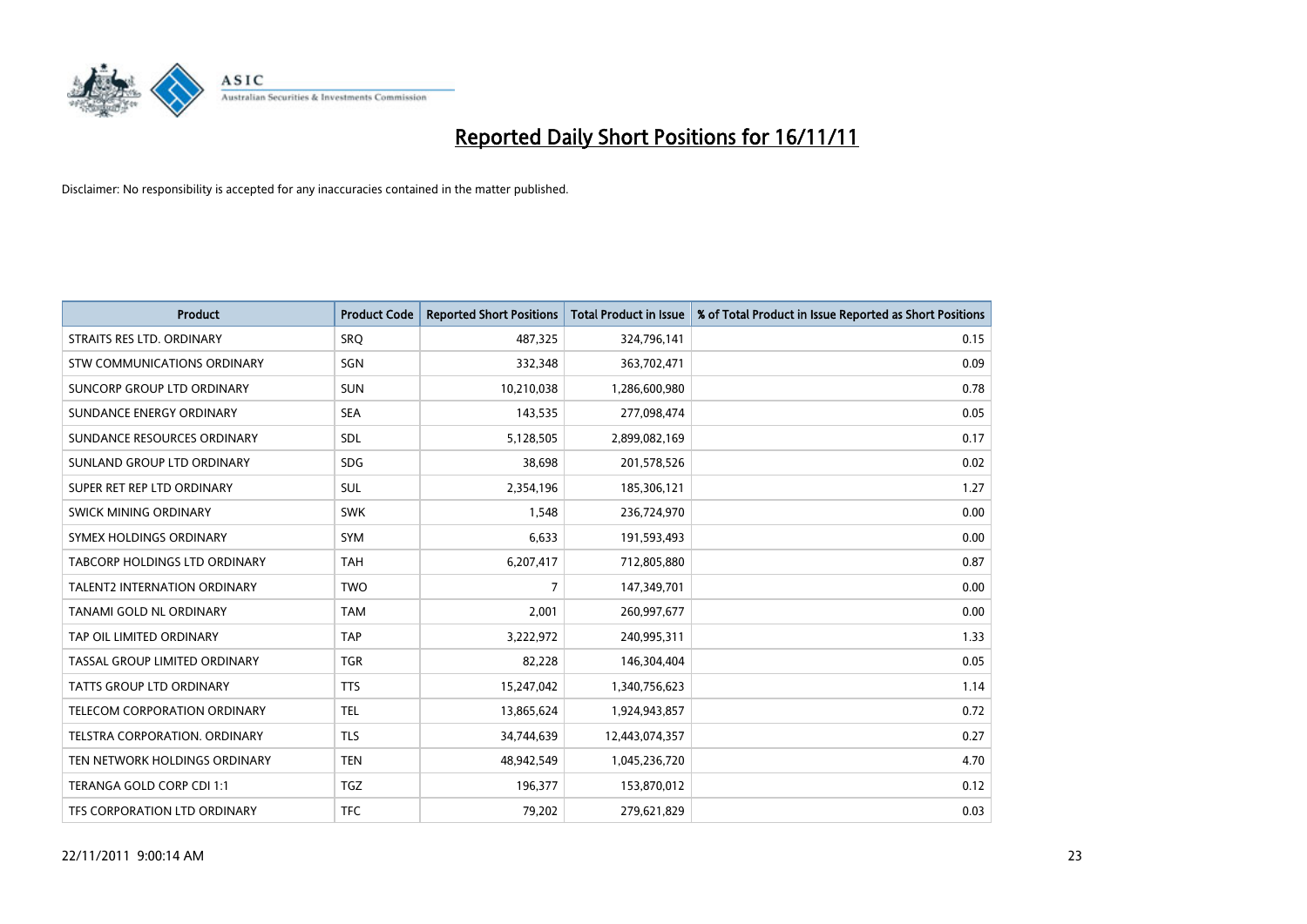# Reported Daily Short Positions for 16/11/11

Disclaimer: No responsibility is accepted for any inaccuracies contained in the matter published.

| Product | Product Code | Reported Short Positions | Total Product in Issue | % of Total Product in Issue Reported as Short Positions |
|---|---|---|---|---|
| STRAITS RES LTD. ORDINARY | SRQ | 487,325 | 324,796,141 | 0.15 |
| STW COMMUNICATIONS ORDINARY | SGN | 332,348 | 363,702,471 | 0.09 |
| SUNCORP GROUP LTD ORDINARY | SUN | 10,210,038 | 1,286,600,980 | 0.78 |
| SUNDANCE ENERGY ORDINARY | SEA | 143,535 | 277,098,474 | 0.05 |
| SUNDANCE RESOURCES ORDINARY | SDL | 5,128,505 | 2,899,082,169 | 0.17 |
| SUNLAND GROUP LTD ORDINARY | SDG | 38,698 | 201,578,526 | 0.02 |
| SUPER RET REP LTD ORDINARY | SUL | 2,354,196 | 185,306,121 | 1.27 |
| SWICK MINING ORDINARY | SWK | 1,548 | 236,724,970 | 0.00 |
| SYMEX HOLDINGS ORDINARY | SYM | 6,633 | 191,593,493 | 0.00 |
| TABCORP HOLDINGS LTD ORDINARY | TAH | 6,207,417 | 712,805,880 | 0.87 |
| TALENT2 INTERNATION ORDINARY | TWO | 7 | 147,349,701 | 0.00 |
| TANAMI GOLD NL ORDINARY | TAM | 2,001 | 260,997,677 | 0.00 |
| TAP OIL LIMITED ORDINARY | TAP | 3,222,972 | 240,995,311 | 1.33 |
| TASSAL GROUP LIMITED ORDINARY | TGR | 82,228 | 146,304,404 | 0.05 |
| TATTS GROUP LTD ORDINARY | TTS | 15,247,042 | 1,340,756,623 | 1.14 |
| TELECOM CORPORATION ORDINARY | TEL | 13,865,624 | 1,924,943,857 | 0.72 |
| TELSTRA CORPORATION. ORDINARY | TLS | 34,744,639 | 12,443,074,357 | 0.27 |
| TEN NETWORK HOLDINGS ORDINARY | TEN | 48,942,549 | 1,045,236,720 | 4.70 |
| TERANGA GOLD CORP CDI 1:1 | TGZ | 196,377 | 153,870,012 | 0.12 |
| TFS CORPORATION LTD ORDINARY | TFC | 79,202 | 279,621,829 | 0.03 |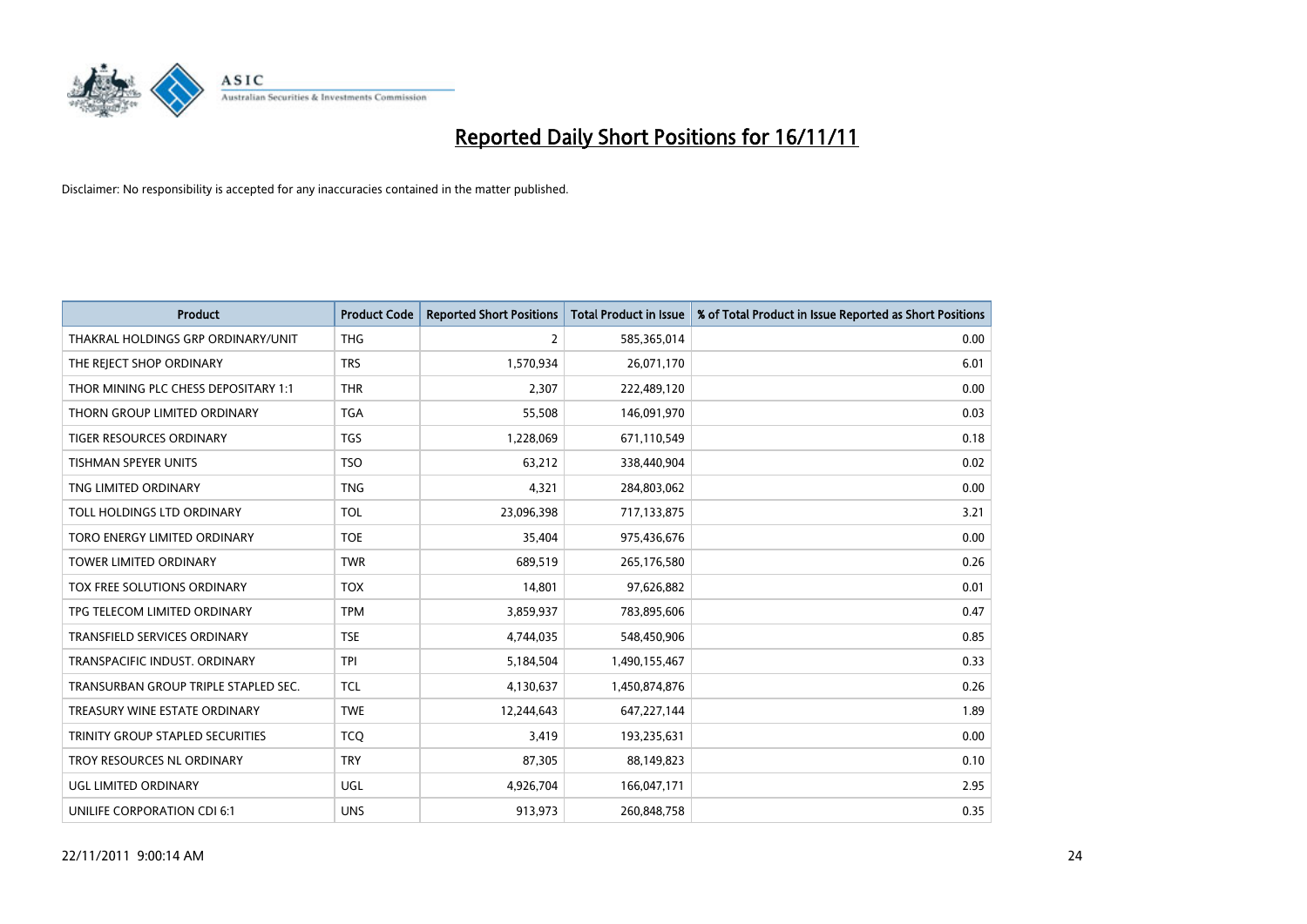# Reported Daily Short Positions for 16/11/11

Disclaimer: No responsibility is accepted for any inaccuracies contained in the matter published.

| Product | Product Code | Reported Short Positions | Total Product in Issue | % of Total Product in Issue Reported as Short Positions |
|---|---|---|---|---|
| THAKRAL HOLDINGS GRP ORDINARY/UNIT | THG | 2 | 585,365,014 | 0.00 |
| THE REJECT SHOP ORDINARY | TRS | 1,570,934 | 26,071,170 | 6.01 |
| THOR MINING PLC CHESS DEPOSITARY 1:1 | THR | 2,307 | 222,489,120 | 0.00 |
| THORN GROUP LIMITED ORDINARY | TGA | 55,508 | 146,091,970 | 0.03 |
| TIGER RESOURCES ORDINARY | TGS | 1,228,069 | 671,110,549 | 0.18 |
| TISHMAN SPEYER UNITS | TSO | 63,212 | 338,440,904 | 0.02 |
| TNG LIMITED ORDINARY | TNG | 4,321 | 284,803,062 | 0.00 |
| TOLL HOLDINGS LTD ORDINARY | TOL | 23,096,398 | 717,133,875 | 3.21 |
| TORO ENERGY LIMITED ORDINARY | TOE | 35,404 | 975,436,676 | 0.00 |
| TOWER LIMITED ORDINARY | TWR | 689,519 | 265,176,580 | 0.26 |
| TOX FREE SOLUTIONS ORDINARY | TOX | 14,801 | 97,626,882 | 0.01 |
| TPG TELECOM LIMITED ORDINARY | TPM | 3,859,937 | 783,895,606 | 0.47 |
| TRANSFIELD SERVICES ORDINARY | TSE | 4,744,035 | 548,450,906 | 0.85 |
| TRANSPACIFIC INDUST. ORDINARY | TPI | 5,184,504 | 1,490,155,467 | 0.33 |
| TRANSURBAN GROUP TRIPLE STAPLED SEC. | TCL | 4,130,637 | 1,450,874,876 | 0.26 |
| TREASURY WINE ESTATE ORDINARY | TWE | 12,244,643 | 647,227,144 | 1.89 |
| TRINITY GROUP STAPLED SECURITIES | TCQ | 3,419 | 193,235,631 | 0.00 |
| TROY RESOURCES NL ORDINARY | TRY | 87,305 | 88,149,823 | 0.10 |
| UGL LIMITED ORDINARY | UGL | 4,926,704 | 166,047,171 | 2.95 |
| UNILIFE CORPORATION CDI 6:1 | UNS | 913,973 | 260,848,758 | 0.35 |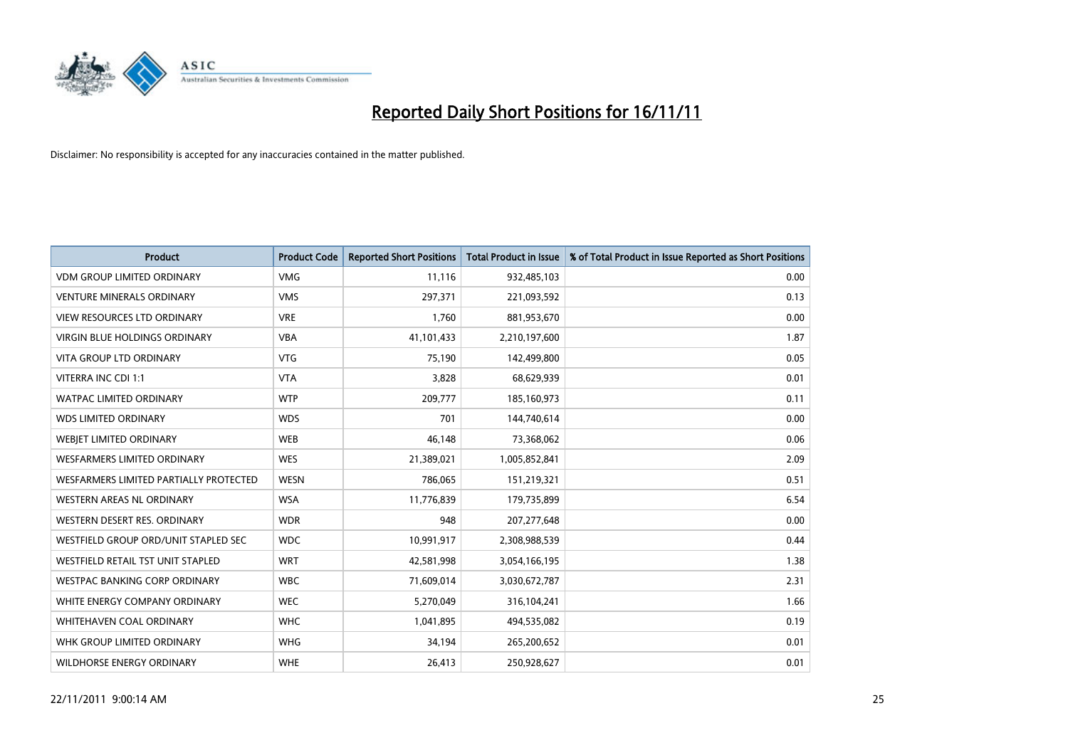# Reported Daily Short Positions for 16/11/11

Disclaimer: No responsibility is accepted for any inaccuracies contained in the matter published.

| Product | Product Code | Reported Short Positions | Total Product in Issue | % of Total Product in Issue Reported as Short Positions |
|---|---|---|---|---|
| VDM GROUP LIMITED ORDINARY | VMG | 11,116 | 932,485,103 | 0.00 |
| VENTURE MINERALS ORDINARY | VMS | 297,371 | 221,093,592 | 0.13 |
| VIEW RESOURCES LTD ORDINARY | VRE | 1,760 | 881,953,670 | 0.00 |
| VIRGIN BLUE HOLDINGS ORDINARY | VBA | 41,101,433 | 2,210,197,600 | 1.87 |
| VITA GROUP LTD ORDINARY | VTG | 75,190 | 142,499,800 | 0.05 |
| VITERRA INC CDI 1:1 | VTA | 3,828 | 68,629,939 | 0.01 |
| WATPAC LIMITED ORDINARY | WTP | 209,777 | 185,160,973 | 0.11 |
| WDS LIMITED ORDINARY | WDS | 701 | 144,740,614 | 0.00 |
| WEBJET LIMITED ORDINARY | WEB | 46,148 | 73,368,062 | 0.06 |
| WESFARMERS LIMITED ORDINARY | WES | 21,389,021 | 1,005,852,841 | 2.09 |
| WESFARMERS LIMITED PARTIALLY PROTECTED | WESN | 786,065 | 151,219,321 | 0.51 |
| WESTERN AREAS NL ORDINARY | WSA | 11,776,839 | 179,735,899 | 6.54 |
| WESTERN DESERT RES. ORDINARY | WDR | 948 | 207,277,648 | 0.00 |
| WESTFIELD GROUP ORD/UNIT STAPLED SEC | WDC | 10,991,917 | 2,308,988,539 | 0.44 |
| WESTFIELD RETAIL TST UNIT STAPLED | WRT | 42,581,998 | 3,054,166,195 | 1.38 |
| WESTPAC BANKING CORP ORDINARY | WBC | 71,609,014 | 3,030,672,787 | 2.31 |
| WHITE ENERGY COMPANY ORDINARY | WEC | 5,270,049 | 316,104,241 | 1.66 |
| WHITEHAVEN COAL ORDINARY | WHC | 1,041,895 | 494,535,082 | 0.19 |
| WHK GROUP LIMITED ORDINARY | WHG | 34,194 | 265,200,652 | 0.01 |
| WILDHORSE ENERGY ORDINARY | WHE | 26,413 | 250,928,627 | 0.01 |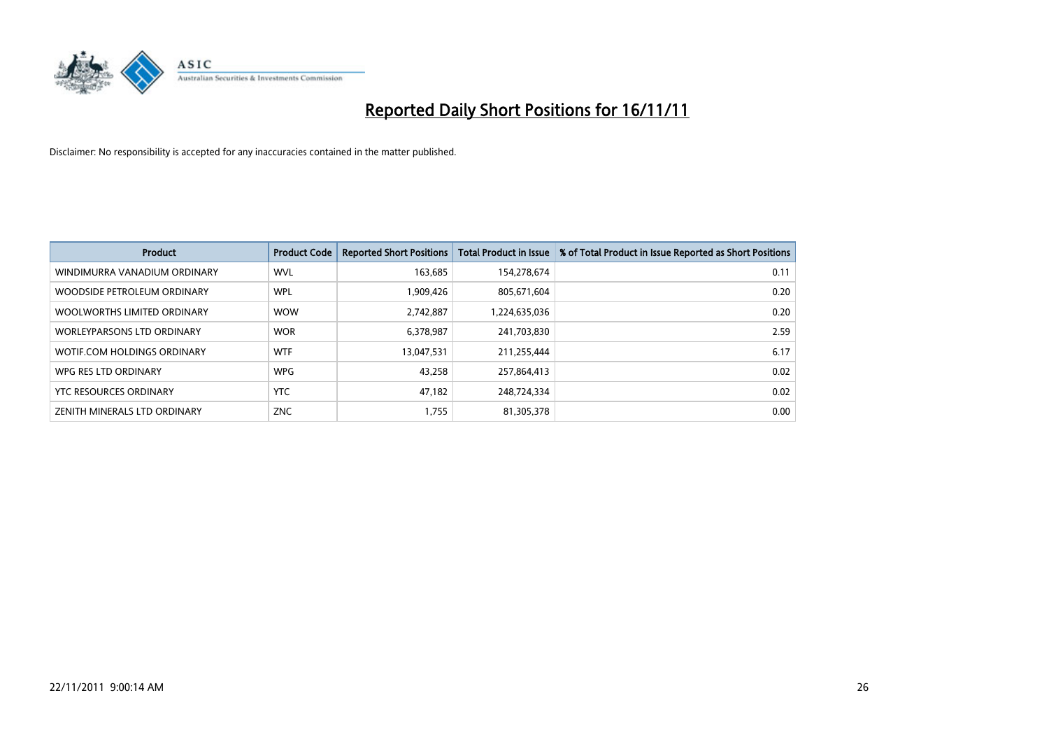# Reported Daily Short Positions for 16/11/11

Disclaimer: No responsibility is accepted for any inaccuracies contained in the matter published.

| Product | Product Code | Reported Short Positions | Total Product in Issue | % of Total Product in Issue Reported as Short Positions |
|---|---|---|---|---|
| WINDIMURRA VANADIUM ORDINARY | WVL | 163,685 | 154,278,674 | 0.11 |
| WOODSIDE PETROLEUM ORDINARY | WPL | 1,909,426 | 805,671,604 | 0.20 |
| WOOLWORTHS LIMITED ORDINARY | WOW | 2,742,887 | 1,224,635,036 | 0.20 |
| WORLEYPARSONS LTD ORDINARY | WOR | 6,378,987 | 241,703,830 | 2.59 |
| WOTIF.COM HOLDINGS ORDINARY | WTF | 13,047,531 | 211,255,444 | 6.17 |
| WPG RES LTD ORDINARY | WPG | 43,258 | 257,864,413 | 0.02 |
| YTC RESOURCES ORDINARY | YTC | 47,182 | 248,724,334 | 0.02 |
| ZENITH MINERALS LTD ORDINARY | ZNC | 1,755 | 81,305,378 | 0.00 |